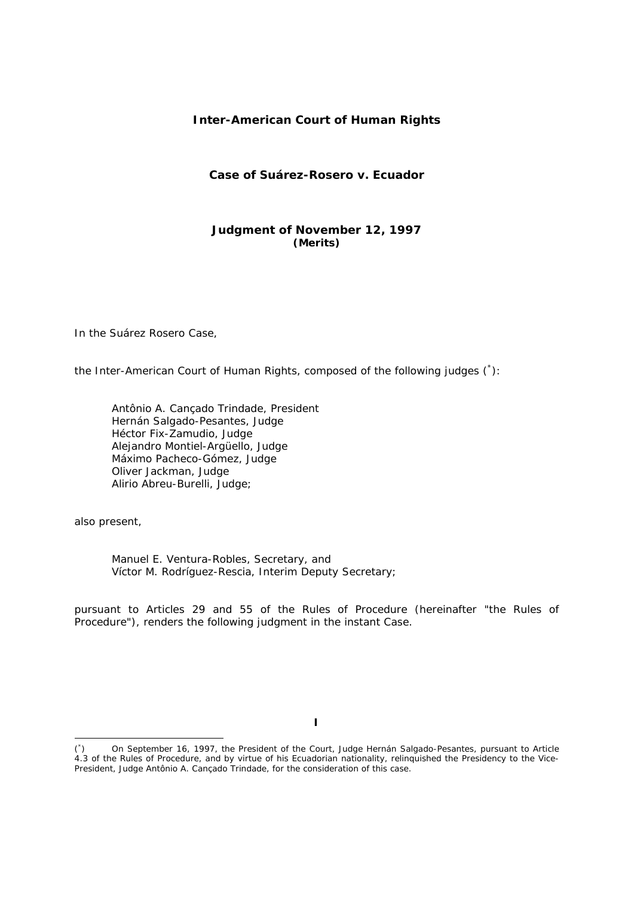**Inter-American Court of Human Rights**

**Case of Suárez-Rosero v. Ecuador**

**Judgment of November 12, 1997**
**(Merits)**

In the Suárez Rosero Case,

the Inter-American Court of Human Rights, composed of the following judges (*):

Antônio A. Cançado Trindade, President
Hernán Salgado-Pesantes, Judge
Héctor Fix-Zamudio, Judge
Alejandro Montiel-Argüello, Judge
Máximo Pacheco-Gómez, Judge
Oliver Jackman, Judge
Alirio Abreu-Burelli, Judge;

also present,

Manuel E. Ventura-Robles, Secretary, and
Víctor M. Rodríguez-Rescia, Interim Deputy Secretary;

pursuant to Articles 29 and 55 of the Rules of Procedure (hereinafter "the Rules of Procedure"), renders the following judgment in the instant Case.

**I**

(*) On September 16, 1997, the President of the Court, Judge Hernán Salgado-Pesantes, pursuant to Article 4.3 of the Rules of Procedure, and by virtue of his Ecuadorian nationality, relinquished the Presidency to the Vice-President, Judge Antônio A. Cançado Trindade, for the consideration of this case.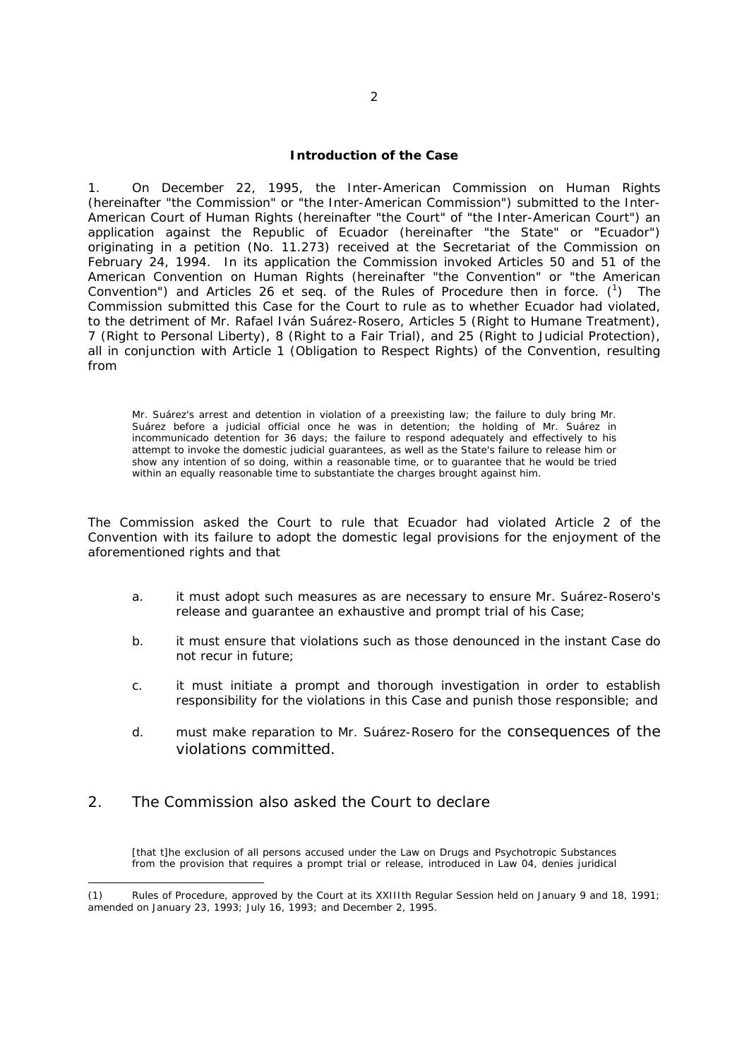**Introduction of the Case**

1. On December 22, 1995, the Inter-American Commission on Human Rights (hereinafter "the Commission" or "the Inter-American Commission") submitted to the Inter-American Court of Human Rights (hereinafter "the Court" of "the Inter-American Court") an application against the Republic of Ecuador (hereinafter "the State" or "Ecuador") originating in a petition (No. 11.273) received at the Secretariat of the Commission on February 24, 1994. In its application the Commission invoked Articles 50 and 51 of the American Convention on Human Rights (hereinafter "the Convention" or "the American Convention") and Articles 26 et seq. of the Rules of Procedure then in force. ([1]) The Commission submitted this Case for the Court to rule as to whether Ecuador had violated, to the detriment of Mr. Rafael Iván Suárez-Rosero, Articles 5 (Right to Humane Treatment), 7 (Right to Personal Liberty), 8 (Right to a Fair Trial), and 25 (Right to Judicial Protection), all in conjunction with Article 1 (Obligation to Respect Rights) of the Convention, resulting from

> Mr. Suárez's arrest and detention in violation of a preexisting law; the failure to duly bring Mr. Suárez before a judicial official once he was in detention; the holding of Mr. Suárez in incommunicado detention for 36 days; the failure to respond adequately and effectively to his attempt to invoke the domestic judicial guarantees, as well as the State's failure to release him or show any intention of so doing, within a reasonable time, or to guarantee that he would be tried within an equally reasonable time to substantiate the charges brought against him.

The Commission asked the Court to rule that Ecuador had violated Article 2 of the Convention with its failure to adopt the domestic legal provisions for the enjoyment of the aforementioned rights and that

a. it must adopt such measures as are necessary to ensure Mr. Suárez-Rosero's release and guarantee an exhaustive and prompt trial of his Case;

b. it must ensure that violations such as those denounced in the instant Case do not recur in future;

c. it must initiate a prompt and thorough investigation in order to establish responsibility for the violations in this Case and punish those responsible; and

d. must make reparation to Mr. Suárez-Rosero for the consequences of the violations committed.

2. The Commission also asked the Court to declare

> [that t]he exclusion of all persons accused under the Law on Drugs and Psychotropic Substances from the provision that requires a prompt trial or release, introduced in Law 04, denies juridical

(1) Rules of Procedure, approved by the Court at its XXIIIth Regular Session held on January 9 and 18, 1991; amended on January 23, 1993; July 16, 1993; and December 2, 1995.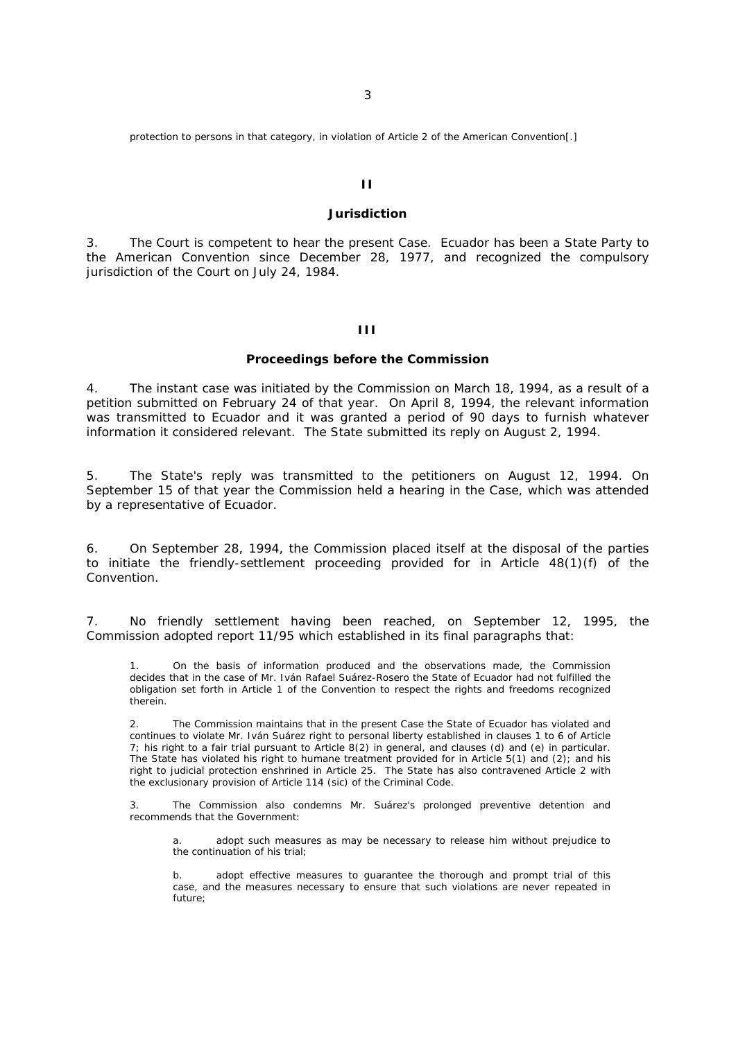protection to persons in that category, in violation of Article 2 of the American Convention[.]

## II

## Jurisdiction

3. The Court is competent to hear the present Case. Ecuador has been a State Party to the American Convention since December 28, 1977, and recognized the compulsory jurisdiction of the Court on July 24, 1984.

## III

## Proceedings before the Commission

4. The instant case was initiated by the Commission on March 18, 1994, as a result of a petition submitted on February 24 of that year. On April 8, 1994, the relevant information was transmitted to Ecuador and it was granted a period of 90 days to furnish whatever information it considered relevant. The State submitted its reply on August 2, 1994.

5. The State's reply was transmitted to the petitioners on August 12, 1994. On September 15 of that year the Commission held a hearing in the Case, which was attended by a representative of Ecuador.

6. On September 28, 1994, the Commission placed itself at the disposal of the parties to initiate the friendly-settlement proceeding provided for in Article 48(1)(f) of the Convention.

7. No friendly settlement having been reached, on September 12, 1995, the Commission adopted report 11/95 which established in its final paragraphs that:

> 1. On the basis of information produced and the observations made, the Commission decides that in the case of Mr. Iván Rafael Suárez-Rosero the State of Ecuador had not fulfilled the obligation set forth in Article 1 of the Convention to respect the rights and freedoms recognized therein.
>
> 2. The Commission maintains that in the present Case the State of Ecuador has violated and continues to violate Mr. Iván Suárez right to personal liberty established in clauses 1 to 6 of Article 7; his right to a fair trial pursuant to Article 8(2) in general, and clauses (d) and (e) in particular. The State has violated his right to humane treatment provided for in Article 5(1) and (2); and his right to judicial protection enshrined in Article 25. The State has also contravened Article 2 with the exclusionary provision of Article 114 (sic) of the Criminal Code.
>
> 3. The Commission also condemns Mr. Suárez's prolonged preventive detention and recommends that the Government:
>
> > a. adopt such measures as may be necessary to release him without prejudice to the continuation of his trial;
> >
> > b. adopt effective measures to guarantee the thorough and prompt trial of this case, and the measures necessary to ensure that such violations are never repeated in future;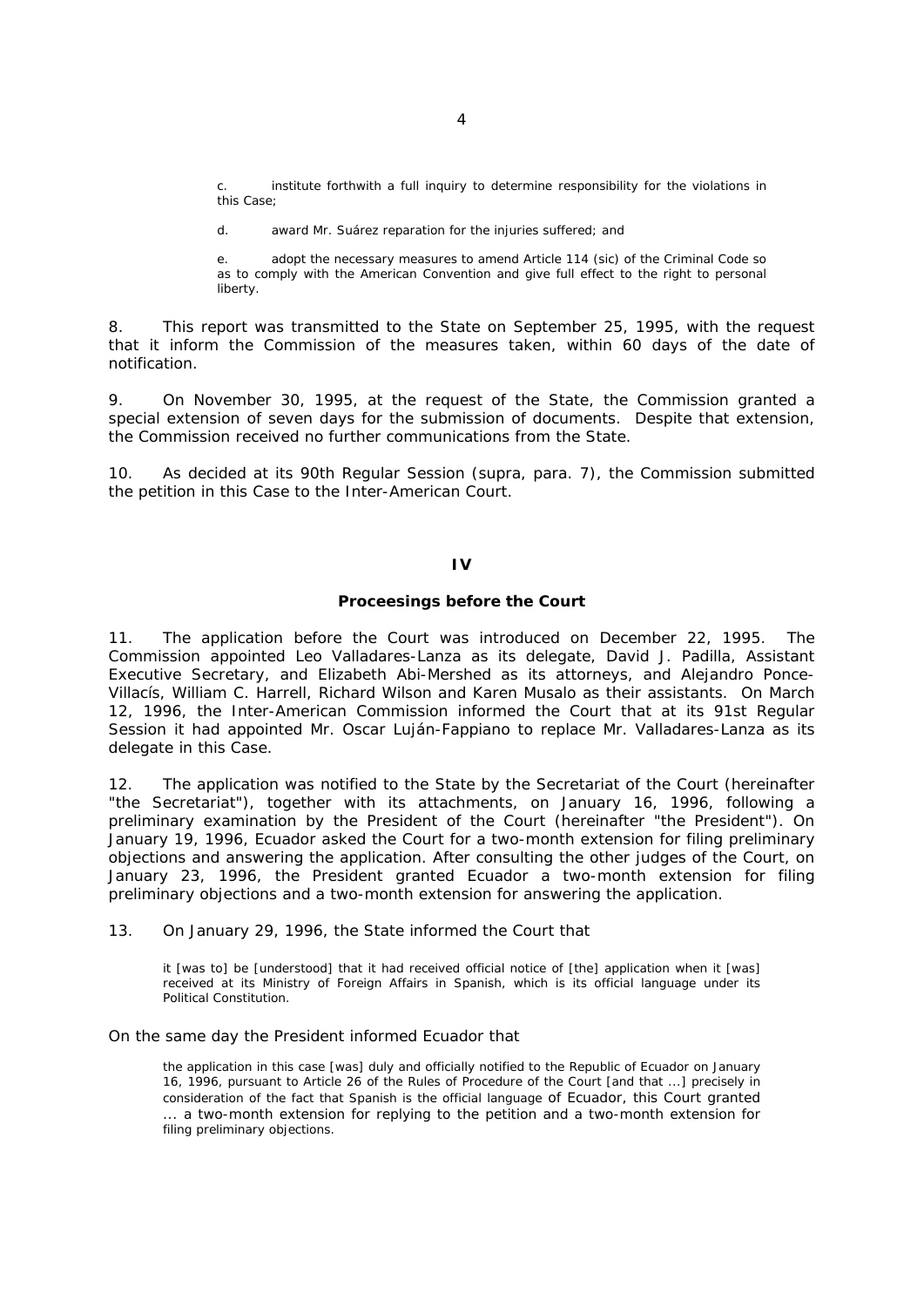> c. institute forthwith a full inquiry to determine responsibility for the violations in this Case;
>
> d. award Mr. Suárez reparation for the injuries suffered; and
>
> e. adopt the necessary measures to amend Article 114 (sic) of the Criminal Code so as to comply with the American Convention and give full effect to the right to personal liberty.

8. This report was transmitted to the State on September 25, 1995, with the request that it inform the Commission of the measures taken, within 60 days of the date of notification.

9. On November 30, 1995, at the request of the State, the Commission granted a special extension of seven days for the submission of documents. Despite that extension, the Commission received no further communications from the State.

10. As decided at its 90th Regular Session (supra, para. 7), the Commission submitted the petition in this Case to the Inter-American Court.

## IV

### Proceesings before the Court

11. The application before the Court was introduced on December 22, 1995. The Commission appointed Leo Valladares-Lanza as its delegate, David J. Padilla, Assistant Executive Secretary, and Elizabeth Abi-Mershed as its attorneys, and Alejandro Ponce-Villacís, William C. Harrell, Richard Wilson and Karen Musalo as their assistants. On March 12, 1996, the Inter-American Commission informed the Court that at its 91st Regular Session it had appointed Mr. Oscar Luján-Fappiano to replace Mr. Valladares-Lanza as its delegate in this Case.

12. The application was notified to the State by the Secretariat of the Court (hereinafter "the Secretariat"), together with its attachments, on January 16, 1996, following a preliminary examination by the President of the Court (hereinafter "the President"). On January 19, 1996, Ecuador asked the Court for a two-month extension for filing preliminary objections and answering the application. After consulting the other judges of the Court, on January 23, 1996, the President granted Ecuador a two-month extension for filing preliminary objections and a two-month extension for answering the application.

13. On January 29, 1996, the State informed the Court that

> it [was to] be [understood] that it had received official notice of [the] application when it [was] received at its Ministry of Foreign Affairs in Spanish, which is its official language under its Political Constitution.

On the same day the President informed Ecuador that

> the application in this case [was] duly and officially notified to the Republic of Ecuador on January 16, 1996, pursuant to Article 26 of the Rules of Procedure of the Court [and that ...] precisely in consideration of the fact that Spanish is the official language of Ecuador, this Court granted ... a two-month extension for replying to the petition and a two-month extension for filing preliminary objections.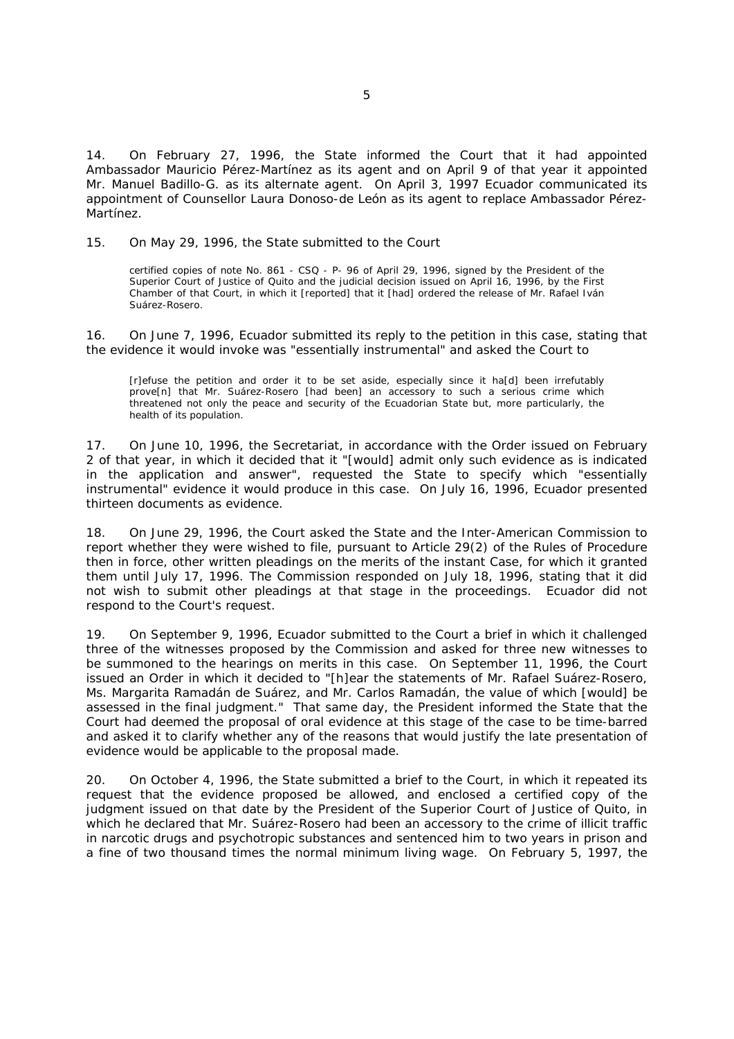14. On February 27, 1996, the State informed the Court that it had appointed Ambassador Mauricio Pérez-Martínez as its agent and on April 9 of that year it appointed Mr. Manuel Badillo-G. as its alternate agent. On April 3, 1997 Ecuador communicated its appointment of Counsellor Laura Donoso-de León as its agent to replace Ambassador Pérez-Martínez.

15. On May 29, 1996, the State submitted to the Court

> certified copies of note No. 861 - CSQ - P- 96 of April 29, 1996, signed by the President of the Superior Court of Justice of Quito and the judicial decision issued on April 16, 1996, by the First Chamber of that Court, in which it [reported] that it [had] ordered the release of Mr. Rafael Iván Suárez-Rosero.

16. On June 7, 1996, Ecuador submitted its reply to the petition in this case, stating that the evidence it would invoke was "essentially instrumental" and asked the Court to

> [r]efuse the petition and order it to be set aside, especially since it ha[d] been irrefutably prove[n] that Mr. Suárez-Rosero [had been] an accessory to such a serious crime which threatened not only the peace and security of the Ecuadorian State but, more particularly, the health of its population.

17. On June 10, 1996, the Secretariat, in accordance with the Order issued on February 2 of that year, in which it decided that it "[would] admit only such evidence as is indicated in the application and answer", requested the State to specify which "essentially instrumental" evidence it would produce in this case. On July 16, 1996, Ecuador presented thirteen documents as evidence.

18. On June 29, 1996, the Court asked the State and the Inter-American Commission to report whether they were wished to file, pursuant to Article 29(2) of the Rules of Procedure then in force, other written pleadings on the merits of the instant Case, for which it granted them until July 17, 1996. The Commission responded on July 18, 1996, stating that it did not wish to submit other pleadings at that stage in the proceedings. Ecuador did not respond to the Court's request.

19. On September 9, 1996, Ecuador submitted to the Court a brief in which it challenged three of the witnesses proposed by the Commission and asked for three new witnesses to be summoned to the hearings on merits in this case. On September 11, 1996, the Court issued an Order in which it decided to "[h]ear the statements of Mr. Rafael Suárez-Rosero, Ms. Margarita Ramadán de Suárez, and Mr. Carlos Ramadán, the value of which [would] be assessed in the final judgment." That same day, the President informed the State that the Court had deemed the proposal of oral evidence at this stage of the case to be time-barred and asked it to clarify whether any of the reasons that would justify the late presentation of evidence would be applicable to the proposal made.

20. On October 4, 1996, the State submitted a brief to the Court, in which it repeated its request that the evidence proposed be allowed, and enclosed a certified copy of the judgment issued on that date by the President of the Superior Court of Justice of Quito, in which he declared that Mr. Suárez-Rosero had been an accessory to the crime of illicit traffic in narcotic drugs and psychotropic substances and sentenced him to two years in prison and a fine of two thousand times the normal minimum living wage. On February 5, 1997, the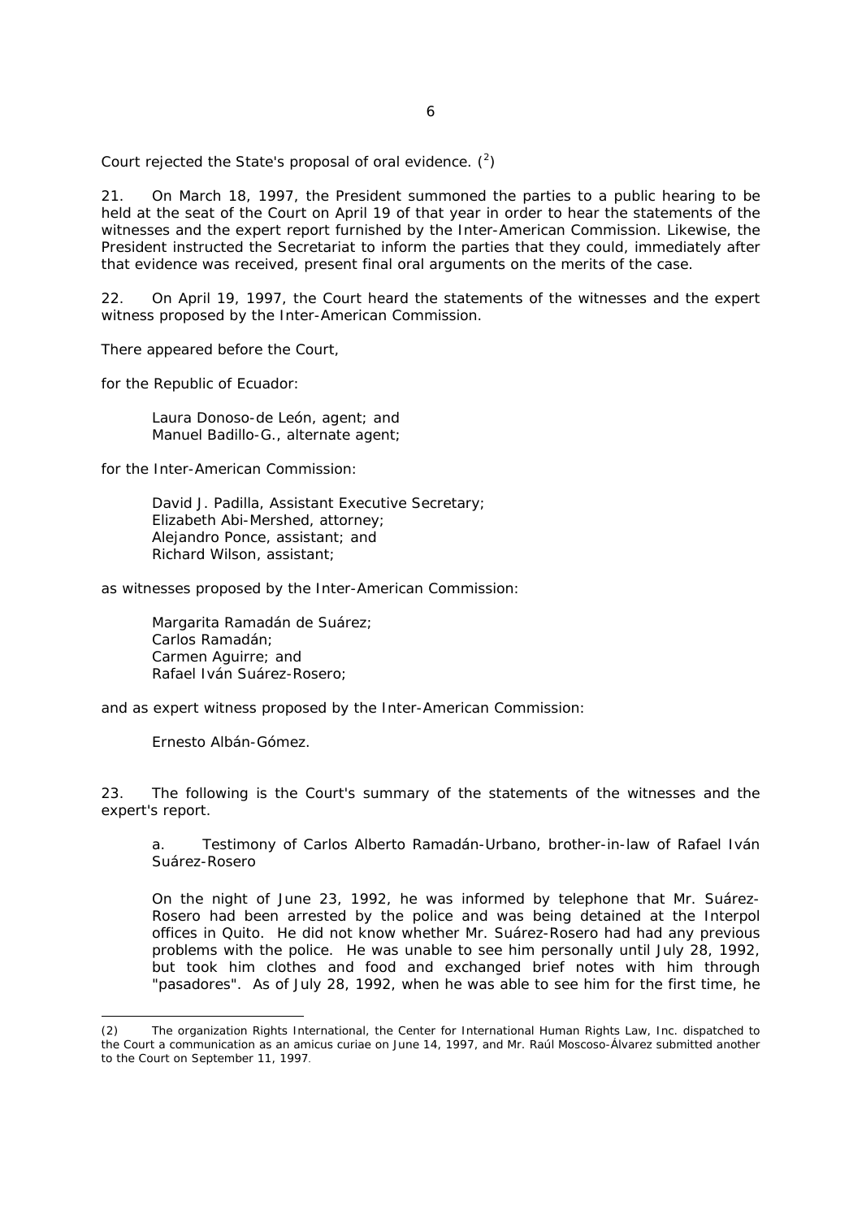Court rejected the State's proposal of oral evidence. [2]

21. On March 18, 1997, the President summoned the parties to a public hearing to be held at the seat of the Court on April 19 of that year in order to hear the statements of the witnesses and the expert report furnished by the Inter-American Commission. Likewise, the President instructed the Secretariat to inform the parties that they could, immediately after that evidence was received, present final oral arguments on the merits of the case.

22. On April 19, 1997, the Court heard the statements of the witnesses and the expert witness proposed by the Inter-American Commission.

There appeared before the Court,

for the Republic of Ecuador:

> Laura Donoso-de León, agent; and
> Manuel Badillo-G., alternate agent;

for the Inter-American Commission:

> David J. Padilla, Assistant Executive Secretary;
> Elizabeth Abi-Mershed, attorney;
> Alejandro Ponce, assistant; and
> Richard Wilson, assistant;

as witnesses proposed by the Inter-American Commission:

> Margarita Ramadán de Suárez;
> Carlos Ramadán;
> Carmen Aguirre; and
> Rafael Iván Suárez-Rosero;

and as expert witness proposed by the Inter-American Commission:

> Ernesto Albán-Gómez.

23. The following is the Court's summary of the statements of the witnesses and the expert's report.

> a. Testimony of Carlos Alberto Ramadán-Urbano, brother-in-law of Rafael Iván Suárez-Rosero
>
> On the night of June 23, 1992, he was informed by telephone that Mr. Suárez-Rosero had been arrested by the police and was being detained at the Interpol offices in Quito. He did not know whether Mr. Suárez-Rosero had had any previous problems with the police. He was unable to see him personally until July 28, 1992, but took him clothes and food and exchanged brief notes with him through "pasadores". As of July 28, 1992, when he was able to see him for the first time, he

---

(2) The organization Rights International, the Center for International Human Rights Law, Inc. dispatched to the Court a communication as an amicus curiae on June 14, 1997, and Mr. Raúl Moscoso-Álvarez submitted another to the Court on September 11, 1997.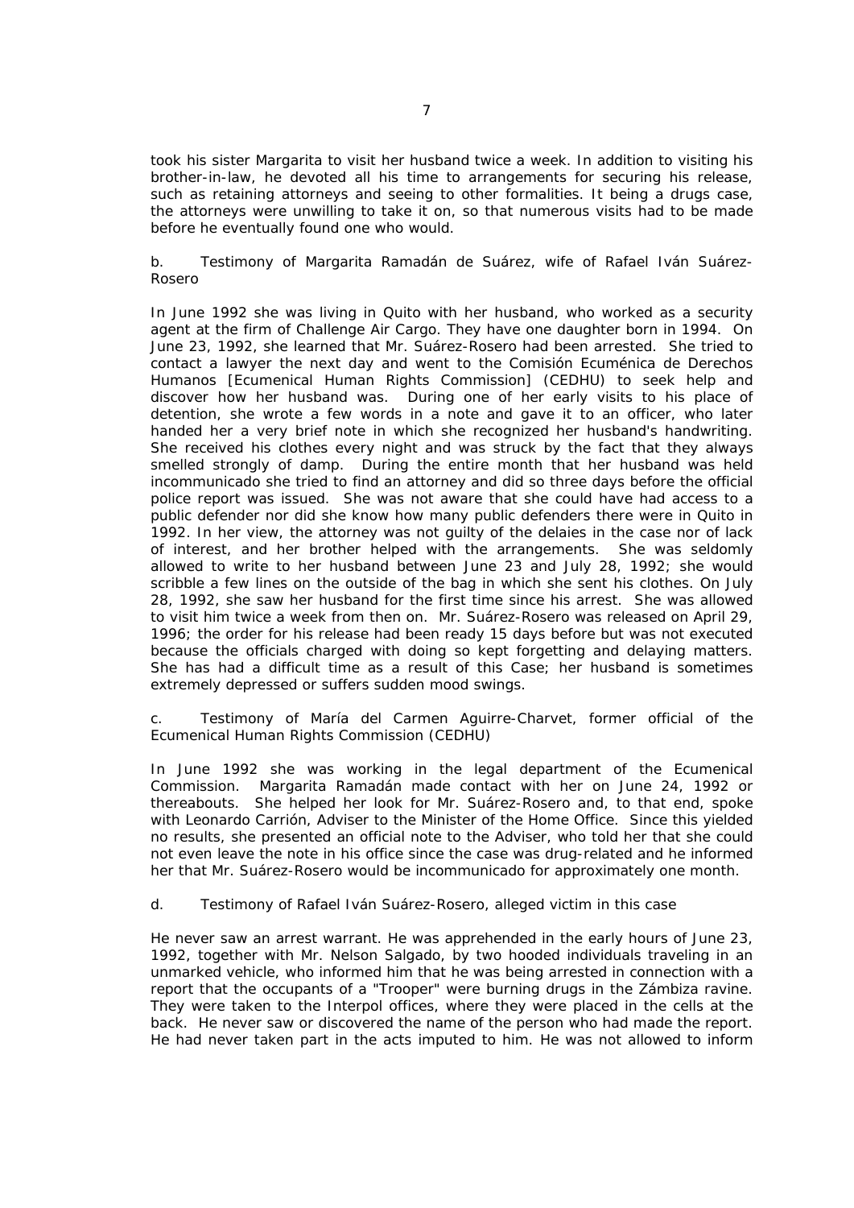took his sister Margarita to visit her husband twice a week. In addition to visiting his brother-in-law, he devoted all his time to arrangements for securing his release, such as retaining attorneys and seeing to other formalities. It being a drugs case, the attorneys were unwilling to take it on, so that numerous visits had to be made before he eventually found one who would.

b. Testimony of Margarita Ramadán de Suárez, wife of Rafael Iván Suárez-Rosero

In June 1992 she was living in Quito with her husband, who worked as a security agent at the firm of Challenge Air Cargo. They have one daughter born in 1994. On June 23, 1992, she learned that Mr. Suárez-Rosero had been arrested. She tried to contact a lawyer the next day and went to the Comisión Ecuménica de Derechos Humanos [Ecumenical Human Rights Commission] (CEDHU) to seek help and discover how her husband was. During one of her early visits to his place of detention, she wrote a few words in a note and gave it to an officer, who later handed her a very brief note in which she recognized her husband's handwriting. She received his clothes every night and was struck by the fact that they always smelled strongly of damp. During the entire month that her husband was held incommunicado she tried to find an attorney and did so three days before the official police report was issued. She was not aware that she could have had access to a public defender nor did she know how many public defenders there were in Quito in 1992. In her view, the attorney was not guilty of the delaies in the case nor of lack of interest, and her brother helped with the arrangements. She was seldomly allowed to write to her husband between June 23 and July 28, 1992; she would scribble a few lines on the outside of the bag in which she sent his clothes. On July 28, 1992, she saw her husband for the first time since his arrest. She was allowed to visit him twice a week from then on. Mr. Suárez-Rosero was released on April 29, 1996; the order for his release had been ready 15 days before but was not executed because the officials charged with doing so kept forgetting and delaying matters. She has had a difficult time as a result of this Case; her husband is sometimes extremely depressed or suffers sudden mood swings.

c. Testimony of María del Carmen Aguirre-Charvet, former official of the Ecumenical Human Rights Commission (CEDHU)

In June 1992 she was working in the legal department of the Ecumenical Commission. Margarita Ramadán made contact with her on June 24, 1992 or thereabouts. She helped her look for Mr. Suárez-Rosero and, to that end, spoke with Leonardo Carrión, Adviser to the Minister of the Home Office. Since this yielded no results, she presented an official note to the Adviser, who told her that she could not even leave the note in his office since the case was drug-related and he informed her that Mr. Suárez-Rosero would be incommunicado for approximately one month.

d. Testimony of Rafael Iván Suárez-Rosero, alleged victim in this case

He never saw an arrest warrant. He was apprehended in the early hours of June 23, 1992, together with Mr. Nelson Salgado, by two hooded individuals traveling in an unmarked vehicle, who informed him that he was being arrested in connection with a report that the occupants of a "Trooper" were burning drugs in the Zámbiza ravine. They were taken to the Interpol offices, where they were placed in the cells at the back. He never saw or discovered the name of the person who had made the report. He had never taken part in the acts imputed to him. He was not allowed to inform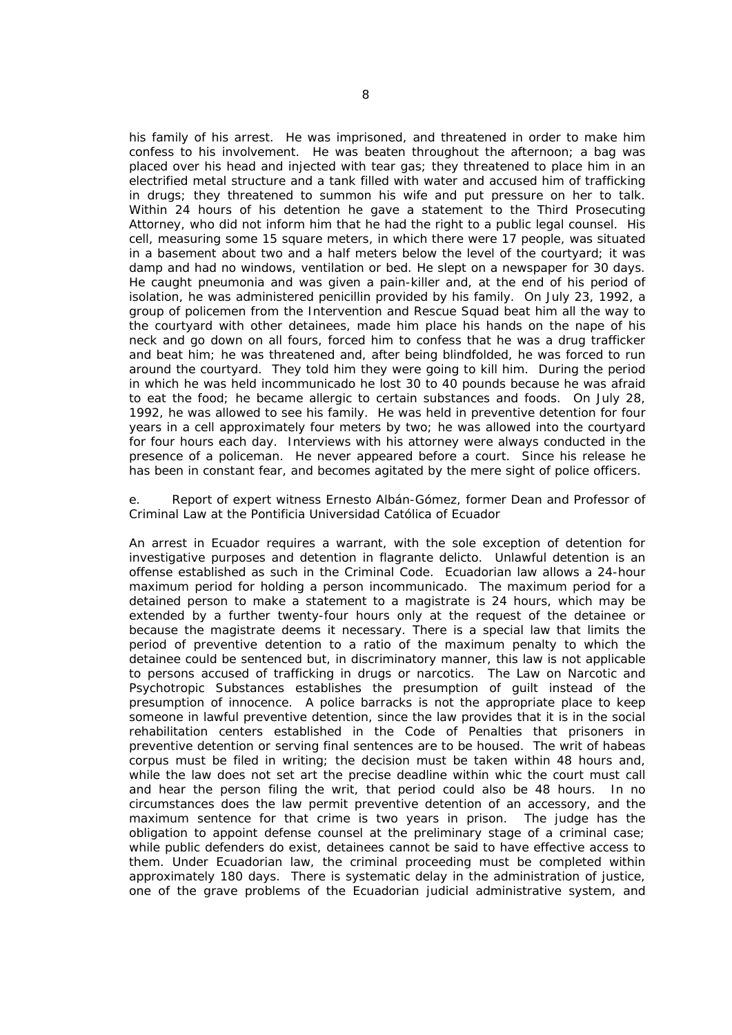his family of his arrest. He was imprisoned, and threatened in order to make him confess to his involvement. He was beaten throughout the afternoon; a bag was placed over his head and injected with tear gas; they threatened to place him in an electrified metal structure and a tank filled with water and accused him of trafficking in drugs; they threatened to summon his wife and put pressure on her to talk. Within 24 hours of his detention he gave a statement to the Third Prosecuting Attorney, who did not inform him that he had the right to a public legal counsel. His cell, measuring some 15 square meters, in which there were 17 people, was situated in a basement about two and a half meters below the level of the courtyard; it was damp and had no windows, ventilation or bed. He slept on a newspaper for 30 days. He caught pneumonia and was given a pain-killer and, at the end of his period of isolation, he was administered penicillin provided by his family. On July 23, 1992, a group of policemen from the Intervention and Rescue Squad beat him all the way to the courtyard with other detainees, made him place his hands on the nape of his neck and go down on all fours, forced him to confess that he was a drug trafficker and beat him; he was threatened and, after being blindfolded, he was forced to run around the courtyard. They told him they were going to kill him. During the period in which he was held incommunicado he lost 30 to 40 pounds because he was afraid to eat the food; he became allergic to certain substances and foods. On July 28, 1992, he was allowed to see his family. He was held in preventive detention for four years in a cell approximately four meters by two; he was allowed into the courtyard for four hours each day. Interviews with his attorney were always conducted in the presence of a policeman. He never appeared before a court. Since his release he has been in constant fear, and becomes agitated by the mere sight of police officers.

e. Report of expert witness Ernesto Albán-Gómez, former Dean and Professor of Criminal Law at the Pontificia Universidad Católica of Ecuador

An arrest in Ecuador requires a warrant, with the sole exception of detention for investigative purposes and detention in flagrante delicto. Unlawful detention is an offense established as such in the Criminal Code. Ecuadorian law allows a 24-hour maximum period for holding a person incommunicado. The maximum period for a detained person to make a statement to a magistrate is 24 hours, which may be extended by a further twenty-four hours only at the request of the detainee or because the magistrate deems it necessary. There is a special law that limits the period of preventive detention to a ratio of the maximum penalty to which the detainee could be sentenced but, in discriminatory manner, this law is not applicable to persons accused of trafficking in drugs or narcotics. The Law on Narcotic and Psychotropic Substances establishes the presumption of guilt instead of the presumption of innocence. A police barracks is not the appropriate place to keep someone in lawful preventive detention, since the law provides that it is in the social rehabilitation centers established in the Code of Penalties that prisoners in preventive detention or serving final sentences are to be housed. The writ of habeas corpus must be filed in writing; the decision must be taken within 48 hours and, while the law does not set art the precise deadline within whic the court must call and hear the person filing the writ, that period could also be 48 hours. In no circumstances does the law permit preventive detention of an accessory, and the maximum sentence for that crime is two years in prison. The judge has the obligation to appoint defense counsel at the preliminary stage of a criminal case; while public defenders do exist, detainees cannot be said to have effective access to them. Under Ecuadorian law, the criminal proceeding must be completed within approximately 180 days. There is systematic delay in the administration of justice, one of the grave problems of the Ecuadorian judicial administrative system, and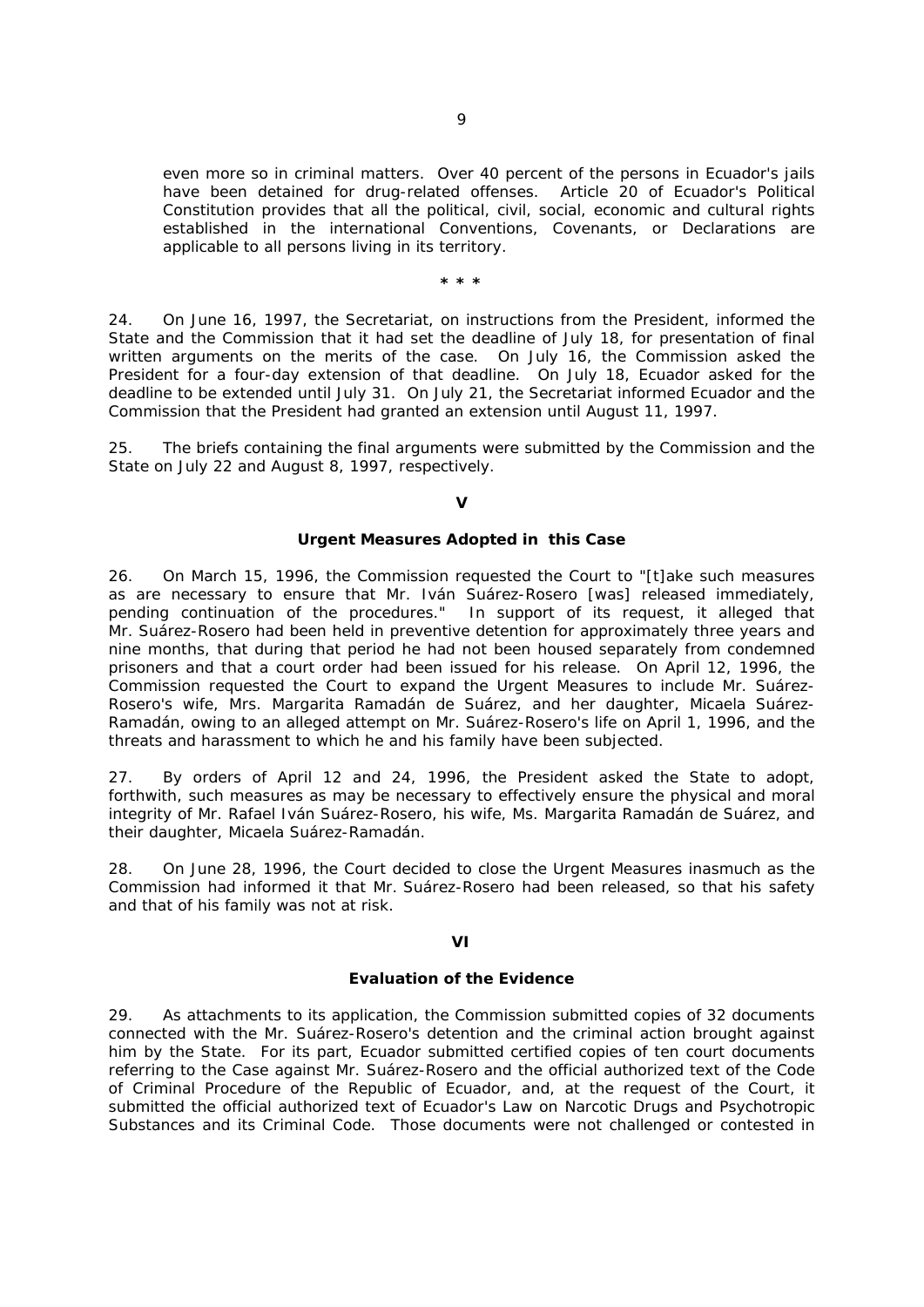even more so in criminal matters. Over 40 percent of the persons in Ecuador's jails have been detained for drug-related offenses. Article 20 of Ecuador's Political Constitution provides that all the political, civil, social, economic and cultural rights established in the international Conventions, Covenants, or Declarations are applicable to all persons living in its territory.

**\* \* \***

24. On June 16, 1997, the Secretariat, on instructions from the President, informed the State and the Commission that it had set the deadline of July 18, for presentation of final written arguments on the merits of the case. On July 16, the Commission asked the President for a four-day extension of that deadline. On July 18, Ecuador asked for the deadline to be extended until July 31. On July 21, the Secretariat informed Ecuador and the Commission that the President had granted an extension until August 11, 1997.

25. The briefs containing the final arguments were submitted by the Commission and the State on July 22 and August 8, 1997, respectively.

## V

### Urgent Measures Adopted in this Case

26. On March 15, 1996, the Commission requested the Court to "[t]ake such measures as are necessary to ensure that Mr. Iván Suárez-Rosero [was] released immediately, pending continuation of the procedures." In support of its request, it alleged that Mr. Suárez-Rosero had been held in preventive detention for approximately three years and nine months, that during that period he had not been housed separately from condemned prisoners and that a court order had been issued for his release. On April 12, 1996, the Commission requested the Court to expand the Urgent Measures to include Mr. Suárez-Rosero's wife, Mrs. Margarita Ramadán de Suárez, and her daughter, Micaela Suárez-Ramadán, owing to an alleged attempt on Mr. Suárez-Rosero's life on April 1, 1996, and the threats and harassment to which he and his family have been subjected.

27. By orders of April 12 and 24, 1996, the President asked the State to adopt, forthwith, such measures as may be necessary to effectively ensure the physical and moral integrity of Mr. Rafael Iván Suárez-Rosero, his wife, Ms. Margarita Ramadán de Suárez, and their daughter, Micaela Suárez-Ramadán.

28. On June 28, 1996, the Court decided to close the Urgent Measures inasmuch as the Commission had informed it that Mr. Suárez-Rosero had been released, so that his safety and that of his family was not at risk.

## VI

### Evaluation of the Evidence

29. As attachments to its application, the Commission submitted copies of 32 documents connected with the Mr. Suárez-Rosero's detention and the criminal action brought against him by the State. For its part, Ecuador submitted certified copies of ten court documents referring to the Case against Mr. Suárez-Rosero and the official authorized text of the Code of Criminal Procedure of the Republic of Ecuador, and, at the request of the Court, it submitted the official authorized text of Ecuador's Law on Narcotic Drugs and Psychotropic Substances and its Criminal Code. Those documents were not challenged or contested in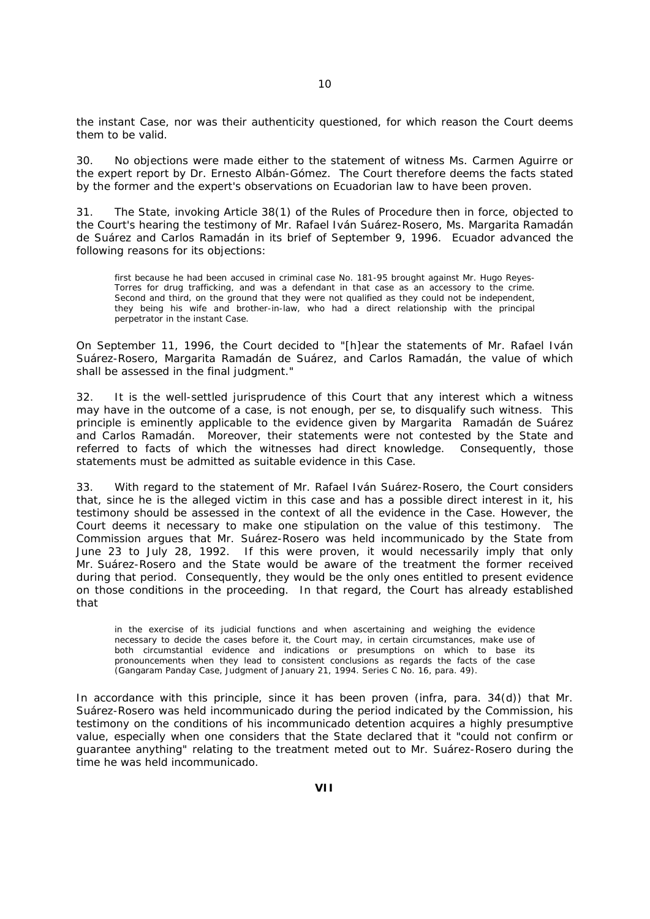the instant Case, nor was their authenticity questioned, for which reason the Court deems them to be valid.

30. No objections were made either to the statement of witness Ms. Carmen Aguirre or the expert report by Dr. Ernesto Albán-Gómez. The Court therefore deems the facts stated by the former and the expert's observations on Ecuadorian law to have been proven.

31. The State, invoking Article 38(1) of the Rules of Procedure then in force, objected to the Court's hearing the testimony of Mr. Rafael Iván Suárez-Rosero, Ms. Margarita Ramadán de Suárez and Carlos Ramadán in its brief of September 9, 1996. Ecuador advanced the following reasons for its objections:

> first because he had been accused in criminal case No. 181-95 brought against Mr. Hugo Reyes-Torres for drug trafficking, and was a defendant in that case as an accessory to the crime. Second and third, on the ground that they were not qualified as they could not be independent, they being his wife and brother-in-law, who had a direct relationship with the principal perpetrator in the instant Case.

On September 11, 1996, the Court decided to "[h]ear the statements of Mr. Rafael Iván Suárez-Rosero, Margarita Ramadán de Suárez, and Carlos Ramadán, the value of which shall be assessed in the final judgment."

32. It is the well-settled jurisprudence of this Court that any interest which a witness may have in the outcome of a case, is not enough, per se, to disqualify such witness. This principle is eminently applicable to the evidence given by Margarita Ramadán de Suárez and Carlos Ramadán. Moreover, their statements were not contested by the State and referred to facts of which the witnesses had direct knowledge. Consequently, those statements must be admitted as suitable evidence in this Case.

33. With regard to the statement of Mr. Rafael Iván Suárez-Rosero, the Court considers that, since he is the alleged victim in this case and has a possible direct interest in it, his testimony should be assessed in the context of all the evidence in the Case. However, the Court deems it necessary to make one stipulation on the value of this testimony. The Commission argues that Mr. Suárez-Rosero was held incommunicado by the State from June 23 to July 28, 1992. If this were proven, it would necessarily imply that only Mr. Suárez-Rosero and the State would be aware of the treatment the former received during that period. Consequently, they would be the only ones entitled to present evidence on those conditions in the proceeding. In that regard, the Court has already established that

> in the exercise of its judicial functions and when ascertaining and weighing the evidence necessary to decide the cases before it, the Court may, in certain circumstances, make use of both circumstantial evidence and indications or presumptions on which to base its pronouncements when they lead to consistent conclusions as regards the facts of the case (Gangaram Panday Case, Judgment of January 21, 1994. Series C No. 16, para. 49).

In accordance with this principle, since it has been proven (infra, para. 34(d)) that Mr. Suárez-Rosero was held incommunicado during the period indicated by the Commission, his testimony on the conditions of his incommunicado detention acquires a highly presumptive value, especially when one considers that the State declared that it "could not confirm or guarantee anything" relating to the treatment meted out to Mr. Suárez-Rosero during the time he was held incommunicado.

## VII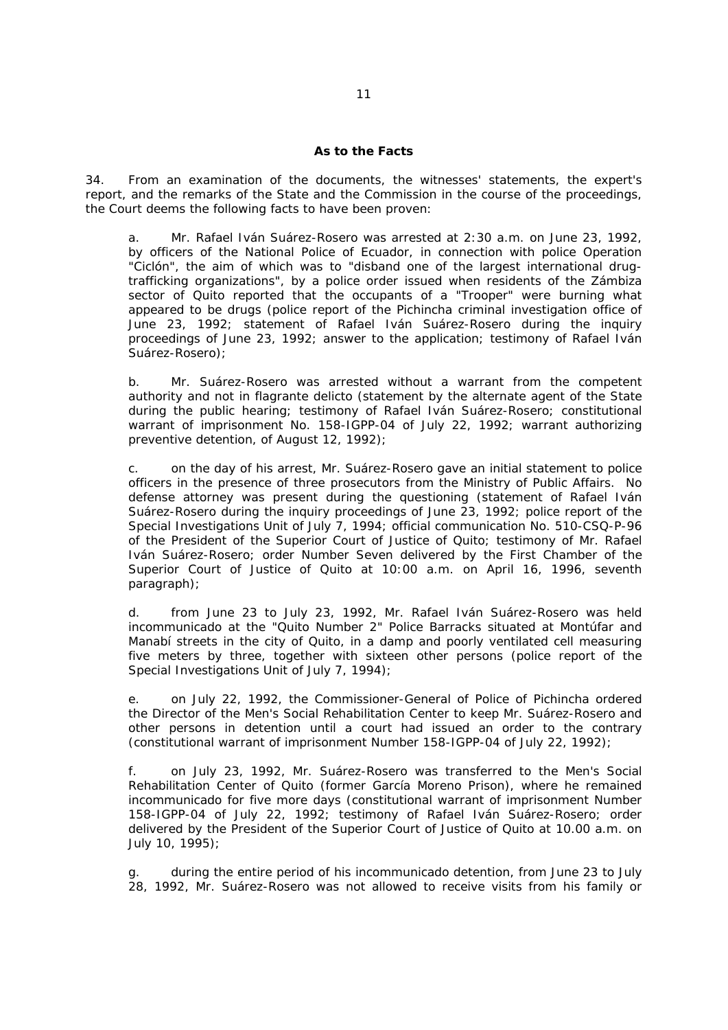### As to the Facts

34. From an examination of the documents, the witnesses' statements, the expert's report, and the remarks of the State and the Commission in the course of the proceedings, the Court deems the following facts to have been proven:

a. Mr. Rafael Iván Suárez-Rosero was arrested at 2:30 a.m. on June 23, 1992, by officers of the National Police of Ecuador, in connection with police Operation "Ciclón", the aim of which was to "disband one of the largest international drug-trafficking organizations", by a police order issued when residents of the Zámbiza sector of Quito reported that the occupants of a "Trooper" were burning what appeared to be drugs (police report of the Pichincha criminal investigation office of June 23, 1992; statement of Rafael Iván Suárez-Rosero during the inquiry proceedings of June 23, 1992; answer to the application; testimony of Rafael Iván Suárez-Rosero);

b. Mr. Suárez-Rosero was arrested without a warrant from the competent authority and not in flagrante delicto (statement by the alternate agent of the State during the public hearing; testimony of Rafael Iván Suárez-Rosero; constitutional warrant of imprisonment No. 158-IGPP-04 of July 22, 1992; warrant authorizing preventive detention, of August 12, 1992);

c. on the day of his arrest, Mr. Suárez-Rosero gave an initial statement to police officers in the presence of three prosecutors from the Ministry of Public Affairs. No defense attorney was present during the questioning (statement of Rafael Iván Suárez-Rosero during the inquiry proceedings of June 23, 1992; police report of the Special Investigations Unit of July 7, 1994; official communication No. 510-CSQ-P-96 of the President of the Superior Court of Justice of Quito; testimony of Mr. Rafael Iván Suárez-Rosero; order Number Seven delivered by the First Chamber of the Superior Court of Justice of Quito at 10:00 a.m. on April 16, 1996, seventh paragraph);

d. from June 23 to July 23, 1992, Mr. Rafael Iván Suárez-Rosero was held incommunicado at the "Quito Number 2" Police Barracks situated at Montúfar and Manabí streets in the city of Quito, in a damp and poorly ventilated cell measuring five meters by three, together with sixteen other persons (police report of the Special Investigations Unit of July 7, 1994);

e. on July 22, 1992, the Commissioner-General of Police of Pichincha ordered the Director of the Men's Social Rehabilitation Center to keep Mr. Suárez-Rosero and other persons in detention until a court had issued an order to the contrary (constitutional warrant of imprisonment Number 158-IGPP-04 of July 22, 1992);

f. on July 23, 1992, Mr. Suárez-Rosero was transferred to the Men's Social Rehabilitation Center of Quito (former García Moreno Prison), where he remained incommunicado for five more days (constitutional warrant of imprisonment Number 158-IGPP-04 of July 22, 1992; testimony of Rafael Iván Suárez-Rosero; order delivered by the President of the Superior Court of Justice of Quito at 10.00 a.m. on July 10, 1995);

g. during the entire period of his incommunicado detention, from June 23 to July 28, 1992, Mr. Suárez-Rosero was not allowed to receive visits from his family or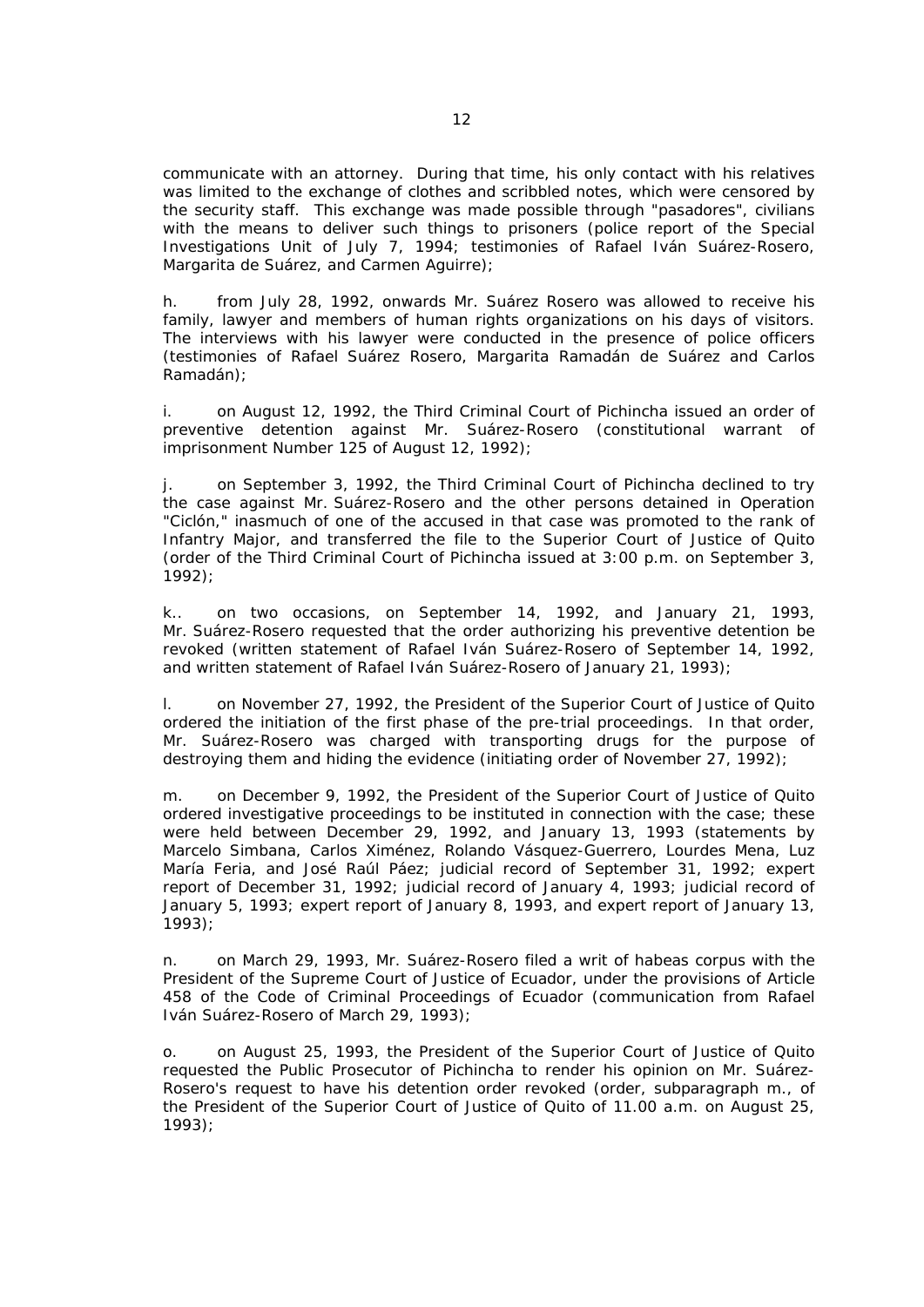communicate with an attorney. During that time, his only contact with his relatives was limited to the exchange of clothes and scribbled notes, which were censored by the security staff. This exchange was made possible through "pasadores", civilians with the means to deliver such things to prisoners (police report of the Special Investigations Unit of July 7, 1994; testimonies of Rafael Iván Suárez-Rosero, Margarita de Suárez, and Carmen Aguirre);

h. from July 28, 1992, onwards Mr. Suárez Rosero was allowed to receive his family, lawyer and members of human rights organizations on his days of visitors. The interviews with his lawyer were conducted in the presence of police officers (testimonies of Rafael Suárez Rosero, Margarita Ramadán de Suárez and Carlos Ramadán);

i. on August 12, 1992, the Third Criminal Court of Pichincha issued an order of preventive detention against Mr. Suárez-Rosero (constitutional warrant of imprisonment Number 125 of August 12, 1992);

j. on September 3, 1992, the Third Criminal Court of Pichincha declined to try the case against Mr. Suárez-Rosero and the other persons detained in Operation "Ciclón," inasmuch of one of the accused in that case was promoted to the rank of Infantry Major, and transferred the file to the Superior Court of Justice of Quito (order of the Third Criminal Court of Pichincha issued at 3:00 p.m. on September 3, 1992);

k.. on two occasions, on September 14, 1992, and January 21, 1993, Mr. Suárez-Rosero requested that the order authorizing his preventive detention be revoked (written statement of Rafael Iván Suárez-Rosero of September 14, 1992, and written statement of Rafael Iván Suárez-Rosero of January 21, 1993);

l. on November 27, 1992, the President of the Superior Court of Justice of Quito ordered the initiation of the first phase of the pre-trial proceedings. In that order, Mr. Suárez-Rosero was charged with transporting drugs for the purpose of destroying them and hiding the evidence (initiating order of November 27, 1992);

m. on December 9, 1992, the President of the Superior Court of Justice of Quito ordered investigative proceedings to be instituted in connection with the case; these were held between December 29, 1992, and January 13, 1993 (statements by Marcelo Simbana, Carlos Ximénez, Rolando Vásquez-Guerrero, Lourdes Mena, Luz María Feria, and José Raúl Páez; judicial record of September 31, 1992; expert report of December 31, 1992; judicial record of January 4, 1993; judicial record of January 5, 1993; expert report of January 8, 1993, and expert report of January 13, 1993);

n. on March 29, 1993, Mr. Suárez-Rosero filed a writ of habeas corpus with the President of the Supreme Court of Justice of Ecuador, under the provisions of Article 458 of the Code of Criminal Proceedings of Ecuador (communication from Rafael Iván Suárez-Rosero of March 29, 1993);

o. on August 25, 1993, the President of the Superior Court of Justice of Quito requested the Public Prosecutor of Pichincha to render his opinion on Mr. Suárez-Rosero's request to have his detention order revoked (order, subparagraph m., of the President of the Superior Court of Justice of Quito of 11.00 a.m. on August 25, 1993);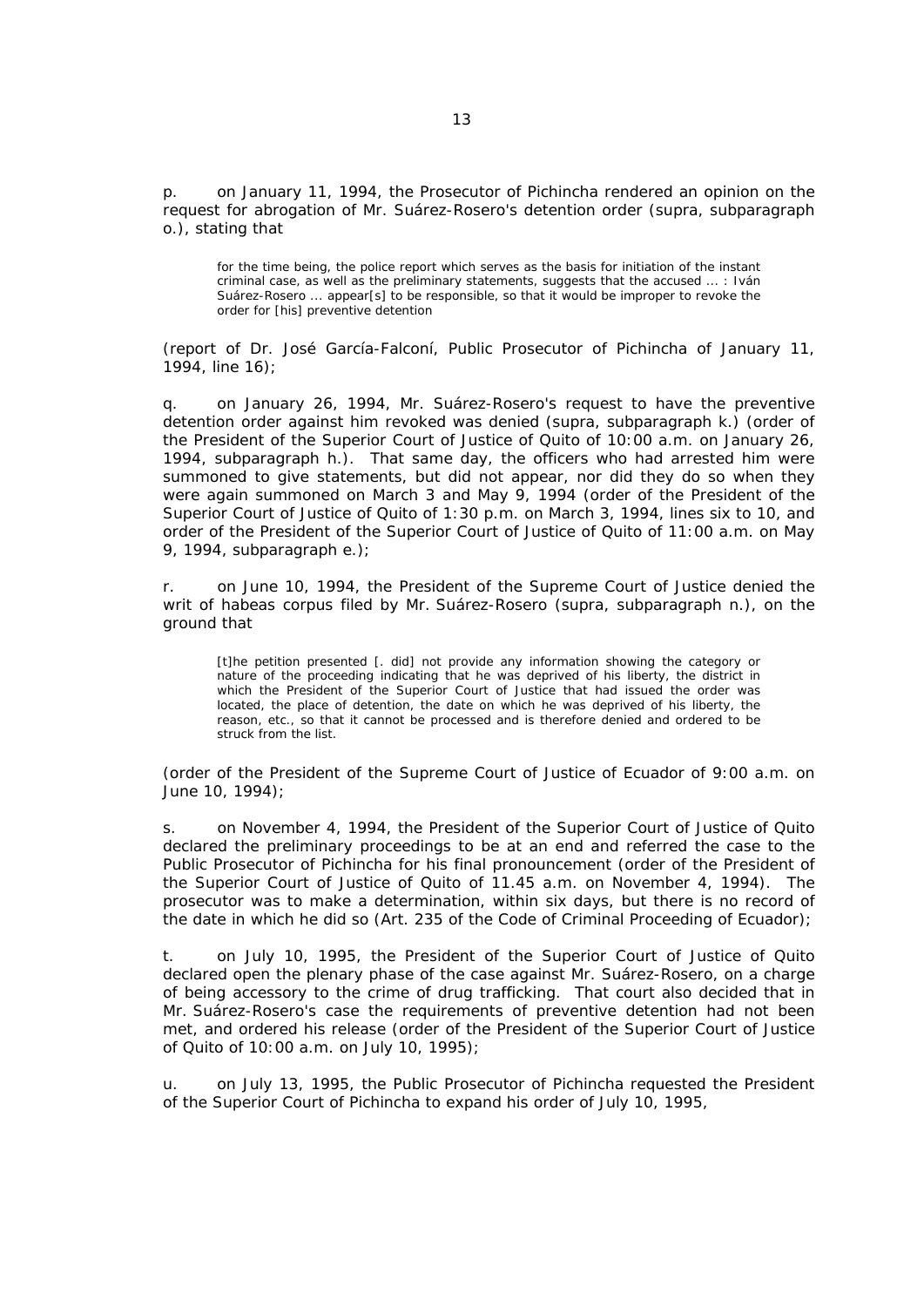p. on January 11, 1994, the Prosecutor of Pichincha rendered an opinion on the request for abrogation of Mr. Suárez-Rosero's detention order (supra, subparagraph o.), stating that

> for the time being, the police report which serves as the basis for initiation of the instant criminal case, as well as the preliminary statements, suggests that the accused ... : Iván Suárez-Rosero ... appear[s] to be responsible, so that it would be improper to revoke the order for [his] preventive detention

(report of Dr. José García-Falconí, Public Prosecutor of Pichincha of January 11, 1994, line 16);

q. on January 26, 1994, Mr. Suárez-Rosero's request to have the preventive detention order against him revoked was denied (supra, subparagraph k.) (order of the President of the Superior Court of Justice of Quito of 10:00 a.m. on January 26, 1994, subparagraph h.). That same day, the officers who had arrested him were summoned to give statements, but did not appear, nor did they do so when they were again summoned on March 3 and May 9, 1994 (order of the President of the Superior Court of Justice of Quito of 1:30 p.m. on March 3, 1994, lines six to 10, and order of the President of the Superior Court of Justice of Quito of 11:00 a.m. on May 9, 1994, subparagraph e.);

r. on June 10, 1994, the President of the Supreme Court of Justice denied the writ of habeas corpus filed by Mr. Suárez-Rosero (supra, subparagraph n.), on the ground that

> [t]he petition presented [. did] not provide any information showing the category or nature of the proceeding indicating that he was deprived of his liberty, the district in which the President of the Superior Court of Justice that had issued the order was located, the place of detention, the date on which he was deprived of his liberty, the reason, etc., so that it cannot be processed and is therefore denied and ordered to be struck from the list.

(order of the President of the Supreme Court of Justice of Ecuador of 9:00 a.m. on June 10, 1994);

s. on November 4, 1994, the President of the Superior Court of Justice of Quito declared the preliminary proceedings to be at an end and referred the case to the Public Prosecutor of Pichincha for his final pronouncement (order of the President of the Superior Court of Justice of Quito of 11.45 a.m. on November 4, 1994). The prosecutor was to make a determination, within six days, but there is no record of the date in which he did so (Art. 235 of the Code of Criminal Proceeding of Ecuador);

t. on July 10, 1995, the President of the Superior Court of Justice of Quito declared open the plenary phase of the case against Mr. Suárez-Rosero, on a charge of being accessory to the crime of drug trafficking. That court also decided that in Mr. Suárez-Rosero's case the requirements of preventive detention had not been met, and ordered his release (order of the President of the Superior Court of Justice of Quito of 10:00 a.m. on July 10, 1995);

u. on July 13, 1995, the Public Prosecutor of Pichincha requested the President of the Superior Court of Pichincha to expand his order of July 10, 1995,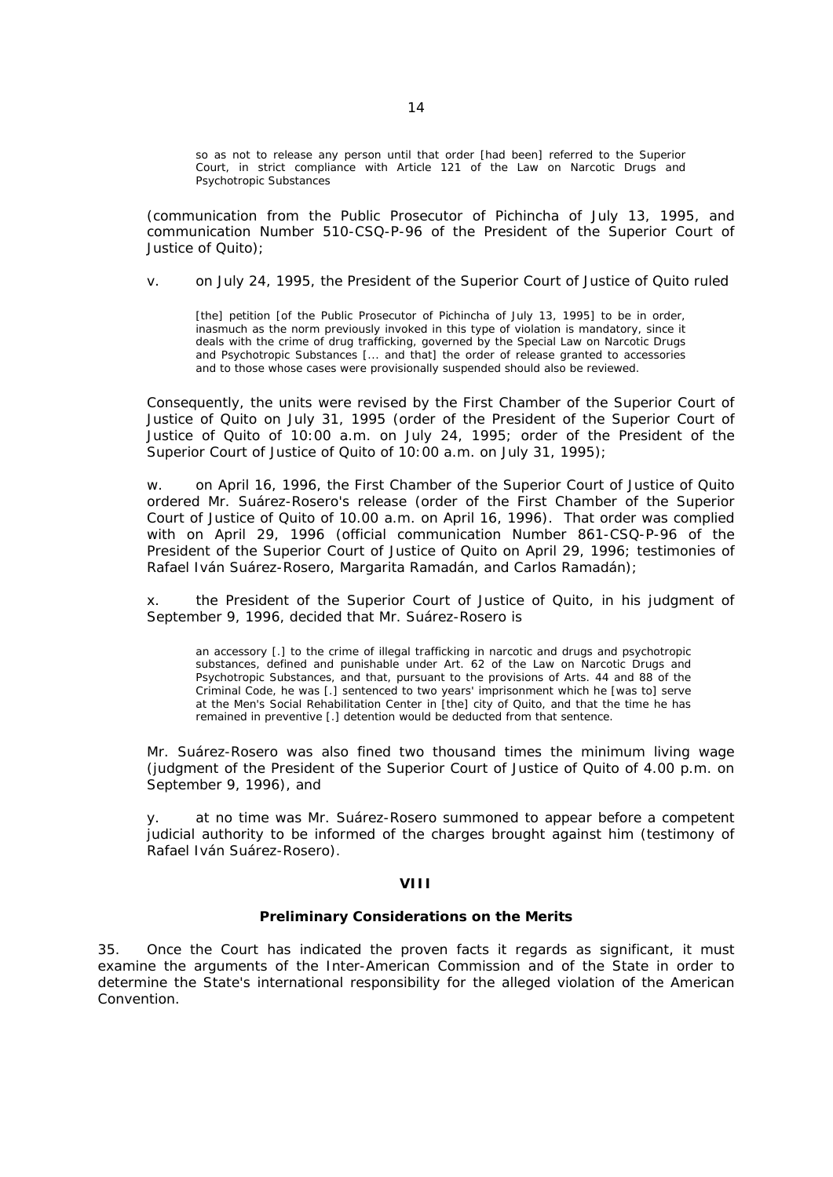> so as not to release any person until that order [had been] referred to the Superior Court, in strict compliance with Article 121 of the Law on Narcotic Drugs and Psychotropic Substances

(communication from the Public Prosecutor of Pichincha of July 13, 1995, and communication Number 510-CSQ-P-96 of the President of the Superior Court of Justice of Quito);

v. on July 24, 1995, the President of the Superior Court of Justice of Quito ruled

> [the] petition [of the Public Prosecutor of Pichincha of July 13, 1995] to be in order, inasmuch as the norm previously invoked in this type of violation is mandatory, since it deals with the crime of drug trafficking, governed by the Special Law on Narcotic Drugs and Psychotropic Substances [... and that] the order of release granted to accessories and to those whose cases were provisionally suspended should also be reviewed.

Consequently, the units were revised by the First Chamber of the Superior Court of Justice of Quito on July 31, 1995 (order of the President of the Superior Court of Justice of Quito of 10:00 a.m. on July 24, 1995; order of the President of the Superior Court of Justice of Quito of 10:00 a.m. on July 31, 1995);

w. on April 16, 1996, the First Chamber of the Superior Court of Justice of Quito ordered Mr. Suárez-Rosero's release (order of the First Chamber of the Superior Court of Justice of Quito of 10.00 a.m. on April 16, 1996). That order was complied with on April 29, 1996 (official communication Number 861-CSQ-P-96 of the President of the Superior Court of Justice of Quito on April 29, 1996; testimonies of Rafael Iván Suárez-Rosero, Margarita Ramadán, and Carlos Ramadán);

x. the President of the Superior Court of Justice of Quito, in his judgment of September 9, 1996, decided that Mr. Suárez-Rosero is

> an accessory [.] to the crime of illegal trafficking in narcotic and drugs and psychotropic substances, defined and punishable under Art. 62 of the Law on Narcotic Drugs and Psychotropic Substances, and that, pursuant to the provisions of Arts. 44 and 88 of the Criminal Code, he was [.] sentenced to two years' imprisonment which he [was to] serve at the Men's Social Rehabilitation Center in [the] city of Quito, and that the time he has remained in preventive [.] detention would be deducted from that sentence.

Mr. Suárez-Rosero was also fined two thousand times the minimum living wage (judgment of the President of the Superior Court of Justice of Quito of 4.00 p.m. on September 9, 1996), and

y. at no time was Mr. Suárez-Rosero summoned to appear before a competent judicial authority to be informed of the charges brought against him (testimony of Rafael Iván Suárez-Rosero).

## VIII

### Preliminary Considerations on the Merits

35. Once the Court has indicated the proven facts it regards as significant, it must examine the arguments of the Inter-American Commission and of the State in order to determine the State's international responsibility for the alleged violation of the American Convention.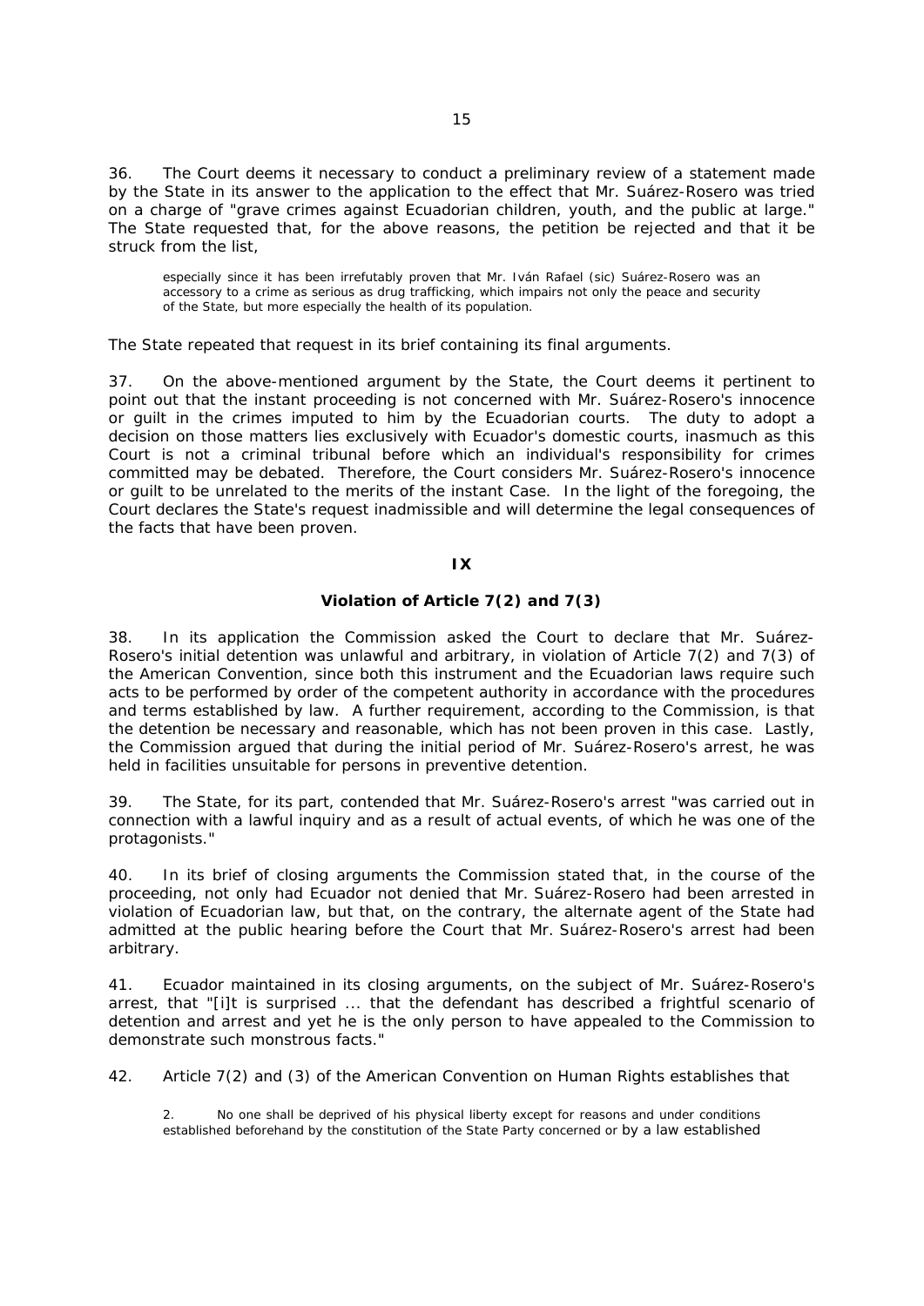36. The Court deems it necessary to conduct a preliminary review of a statement made by the State in its answer to the application to the effect that Mr. Suárez-Rosero was tried on a charge of "grave crimes against Ecuadorian children, youth, and the public at large." The State requested that, for the above reasons, the petition be rejected and that it be struck from the list,

> especially since it has been irrefutably proven that Mr. Iván Rafael (sic) Suárez-Rosero was an accessory to a crime as serious as drug trafficking, which impairs not only the peace and security of the State, but more especially the health of its population.

The State repeated that request in its brief containing its final arguments.

37. On the above-mentioned argument by the State, the Court deems it pertinent to point out that the instant proceeding is not concerned with Mr. Suárez-Rosero's innocence or guilt in the crimes imputed to him by the Ecuadorian courts. The duty to adopt a decision on those matters lies exclusively with Ecuador's domestic courts, inasmuch as this Court is not a criminal tribunal before which an individual's responsibility for crimes committed may be debated. Therefore, the Court considers Mr. Suárez-Rosero's innocence or guilt to be unrelated to the merits of the instant Case. In the light of the foregoing, the Court declares the State's request inadmissible and will determine the legal consequences of the facts that have been proven.

## IX

### Violation of Article 7(2) and 7(3)

38. In its application the Commission asked the Court to declare that Mr. Suárez-Rosero's initial detention was unlawful and arbitrary, in violation of Article 7(2) and 7(3) of the American Convention, since both this instrument and the Ecuadorian laws require such acts to be performed by order of the competent authority in accordance with the procedures and terms established by law. A further requirement, according to the Commission, is that the detention be necessary and reasonable, which has not been proven in this case. Lastly, the Commission argued that during the initial period of Mr. Suárez-Rosero's arrest, he was held in facilities unsuitable for persons in preventive detention.

39. The State, for its part, contended that Mr. Suárez-Rosero's arrest "was carried out in connection with a lawful inquiry and as a result of actual events, of which he was one of the protagonists."

40. In its brief of closing arguments the Commission stated that, in the course of the proceeding, not only had Ecuador not denied that Mr. Suárez-Rosero had been arrested in violation of Ecuadorian law, but that, on the contrary, the alternate agent of the State had admitted at the public hearing before the Court that Mr. Suárez-Rosero's arrest had been arbitrary.

41. Ecuador maintained in its closing arguments, on the subject of Mr. Suárez-Rosero's arrest, that "[i]t is surprised ... that the defendant has described a frightful scenario of detention and arrest and yet he is the only person to have appealed to the Commission to demonstrate such monstrous facts."

42. Article 7(2) and (3) of the American Convention on Human Rights establishes that

> 2. No one shall be deprived of his physical liberty except for reasons and under conditions established beforehand by the constitution of the State Party concerned or by a law established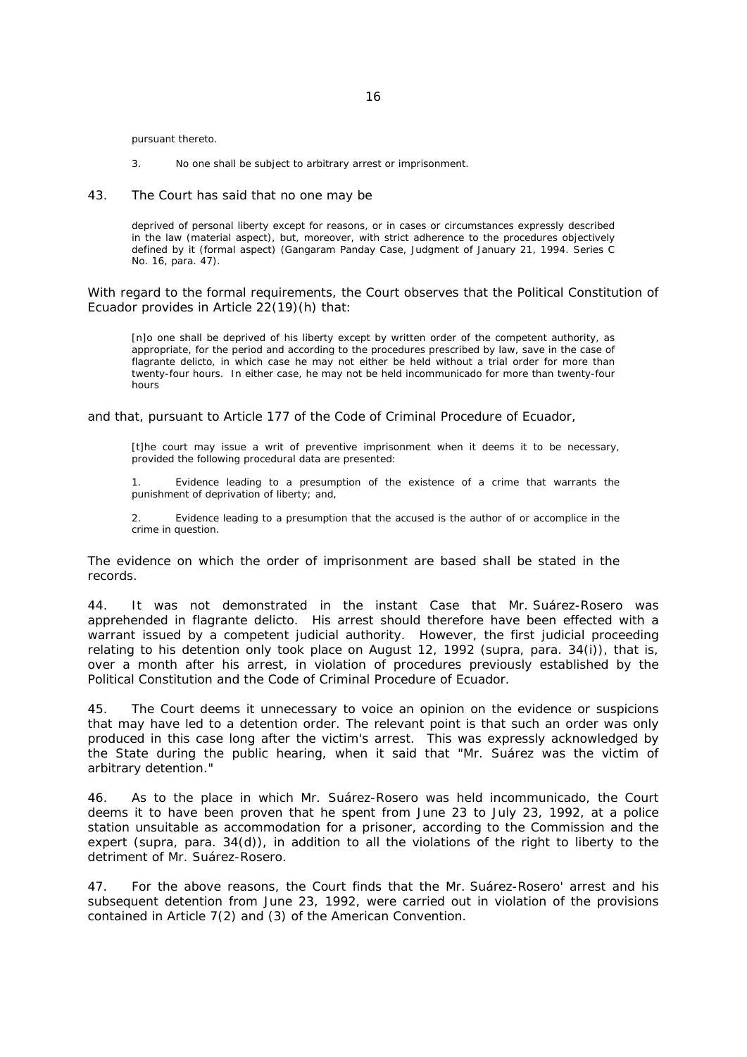pursuant thereto.

> 3. No one shall be subject to arbitrary arrest or imprisonment.

43. The Court has said that no one may be

> deprived of personal liberty except for reasons, or in cases or circumstances expressly described in the law (material aspect), but, moreover, with strict adherence to the procedures objectively defined by it (formal aspect) (Gangaram Panday Case, Judgment of January 21, 1994. Series C No. 16, para. 47).

With regard to the formal requirements, the Court observes that the Political Constitution of Ecuador provides in Article 22(19)(h) that:

> [n]o one shall be deprived of his liberty except by written order of the competent authority, as appropriate, for the period and according to the procedures prescribed by law, save in the case of flagrante delicto, in which case he may not either be held without a trial order for more than twenty-four hours. In either case, he may not be held incommunicado for more than twenty-four hours

and that, pursuant to Article 177 of the Code of Criminal Procedure of Ecuador,

> [t]he court may issue a writ of preventive imprisonment when it deems it to be necessary, provided the following procedural data are presented:
>
> 1. Evidence leading to a presumption of the existence of a crime that warrants the punishment of deprivation of liberty; and,
>
> 2. Evidence leading to a presumption that the accused is the author of or accomplice in the crime in question.

The evidence on which the order of imprisonment are based shall be stated in the records.

44. It was not demonstrated in the instant Case that Mr. Suárez-Rosero was apprehended in flagrante delicto. His arrest should therefore have been effected with a warrant issued by a competent judicial authority. However, the first judicial proceeding relating to his detention only took place on August 12, 1992 (supra, para. 34(i)), that is, over a month after his arrest, in violation of procedures previously established by the Political Constitution and the Code of Criminal Procedure of Ecuador.

45. The Court deems it unnecessary to voice an opinion on the evidence or suspicions that may have led to a detention order. The relevant point is that such an order was only produced in this case long after the victim's arrest. This was expressly acknowledged by the State during the public hearing, when it said that "Mr. Suárez was the victim of arbitrary detention."

46. As to the place in which Mr. Suárez-Rosero was held incommunicado, the Court deems it to have been proven that he spent from June 23 to July 23, 1992, at a police station unsuitable as accommodation for a prisoner, according to the Commission and the expert (supra, para. 34(d)), in addition to all the violations of the right to liberty to the detriment of Mr. Suárez-Rosero.

47. For the above reasons, the Court finds that the Mr. Suárez-Rosero' arrest and his subsequent detention from June 23, 1992, were carried out in violation of the provisions contained in Article 7(2) and (3) of the American Convention.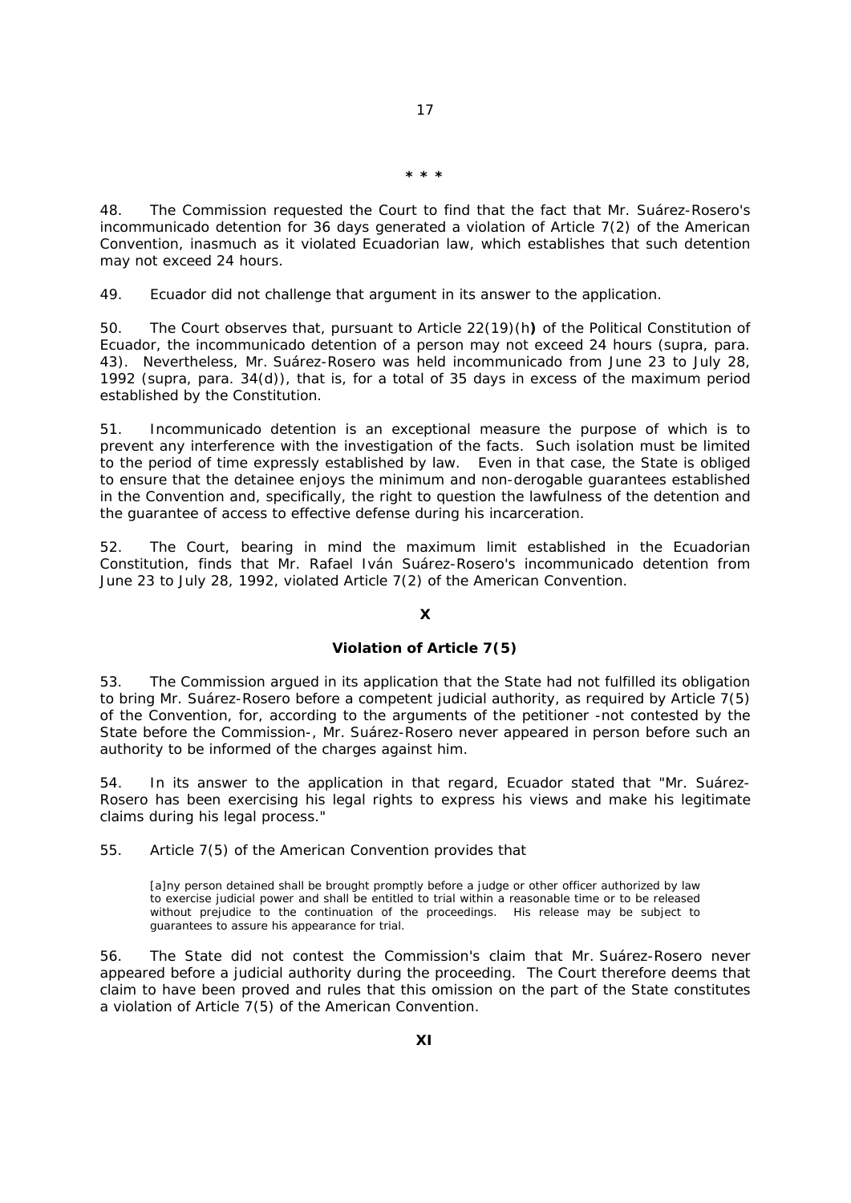\* \* \*

48. The Commission requested the Court to find that the fact that Mr. Suárez-Rosero's incommunicado detention for 36 days generated a violation of Article 7(2) of the American Convention, inasmuch as it violated Ecuadorian law, which establishes that such detention may not exceed 24 hours.

49. Ecuador did not challenge that argument in its answer to the application.

50. The Court observes that, pursuant to Article 22(19)(h**)** of the Political Constitution of Ecuador, the incommunicado detention of a person may not exceed 24 hours (supra, para. 43). Nevertheless, Mr. Suárez-Rosero was held incommunicado from June 23 to July 28, 1992 (supra, para. 34(d)), that is, for a total of 35 days in excess of the maximum period established by the Constitution.

51. Incommunicado detention is an exceptional measure the purpose of which is to prevent any interference with the investigation of the facts. Such isolation must be limited to the period of time expressly established by law. Even in that case, the State is obliged to ensure that the detainee enjoys the minimum and non-derogable guarantees established in the Convention and, specifically, the right to question the lawfulness of the detention and the guarantee of access to effective defense during his incarceration.

52. The Court, bearing in mind the maximum limit established in the Ecuadorian Constitution, finds that Mr. Rafael Iván Suárez-Rosero's incommunicado detention from June 23 to July 28, 1992, violated Article 7(2) of the American Convention.

## X

## Violation of Article 7(5)

53. The Commission argued in its application that the State had not fulfilled its obligation to bring Mr. Suárez-Rosero before a competent judicial authority, as required by Article 7(5) of the Convention, for, according to the arguments of the petitioner -not contested by the State before the Commission-, Mr. Suárez-Rosero never appeared in person before such an authority to be informed of the charges against him.

54. In its answer to the application in that regard, Ecuador stated that "Mr. Suárez-Rosero has been exercising his legal rights to express his views and make his legitimate claims during his legal process."

55. Article 7(5) of the American Convention provides that

> [a]ny person detained shall be brought promptly before a judge or other officer authorized by law to exercise judicial power and shall be entitled to trial within a reasonable time or to be released without prejudice to the continuation of the proceedings. His release may be subject to guarantees to assure his appearance for trial.

56. The State did not contest the Commission's claim that Mr. Suárez-Rosero never appeared before a judicial authority during the proceeding. The Court therefore deems that claim to have been proved and rules that this omission on the part of the State constitutes a violation of Article 7(5) of the American Convention.

## XI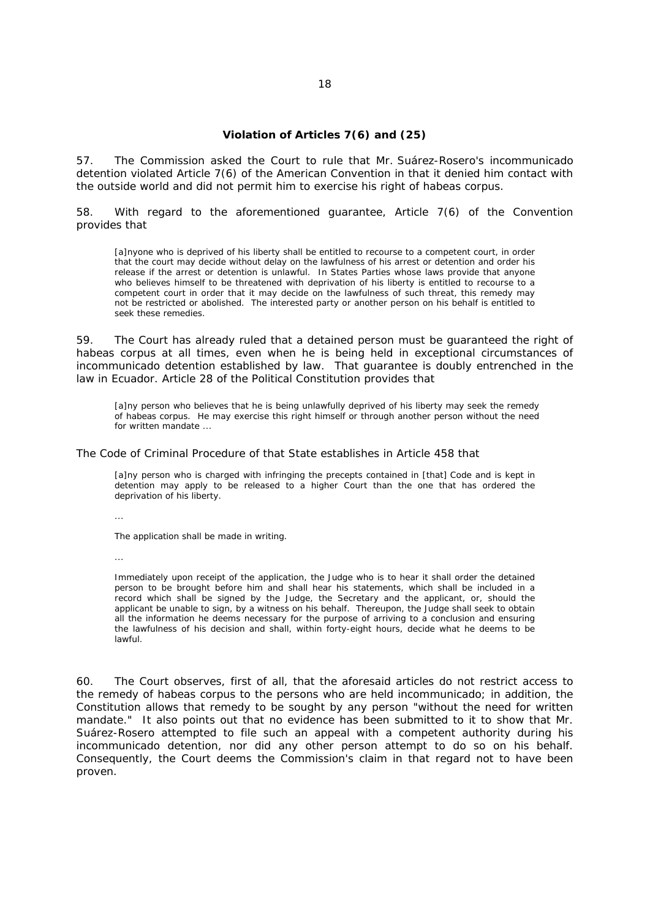**Violation of Articles 7(6) and (25)**

57. The Commission asked the Court to rule that Mr. Suárez-Rosero's incommunicado detention violated Article 7(6) of the American Convention in that it denied him contact with the outside world and did not permit him to exercise his right of habeas corpus.

58. With regard to the aforementioned guarantee, Article 7(6) of the Convention provides that

> [a]nyone who is deprived of his liberty shall be entitled to recourse to a competent court, in order that the court may decide without delay on the lawfulness of his arrest or detention and order his release if the arrest or detention is unlawful. In States Parties whose laws provide that anyone who believes himself to be threatened with deprivation of his liberty is entitled to recourse to a competent court in order that it may decide on the lawfulness of such threat, this remedy may not be restricted or abolished. The interested party or another person on his behalf is entitled to seek these remedies.

59. The Court has already ruled that a detained person must be guaranteed the right of habeas corpus at all times, even when he is being held in exceptional circumstances of incommunicado detention established by law. That guarantee is doubly entrenched in the law in Ecuador. Article 28 of the Political Constitution provides that

> [a]ny person who believes that he is being unlawfully deprived of his liberty may seek the remedy of habeas corpus. He may exercise this right himself or through another person without the need for written mandate ...

The Code of Criminal Procedure of that State establishes in Article 458 that

> [a]ny person who is charged with infringing the precepts contained in [that] Code and is kept in detention may apply to be released to a higher Court than the one that has ordered the deprivation of his liberty.
>
> ...
>
> The application shall be made in writing.
>
> ...
>
> Immediately upon receipt of the application, the Judge who is to hear it shall order the detained person to be brought before him and shall hear his statements, which shall be included in a record which shall be signed by the Judge, the Secretary and the applicant, or, should the applicant be unable to sign, by a witness on his behalf. Thereupon, the Judge shall seek to obtain all the information he deems necessary for the purpose of arriving to a conclusion and ensuring the lawfulness of his decision and shall, within forty-eight hours, decide what he deems to be lawful.

60. The Court observes, first of all, that the aforesaid articles do not restrict access to the remedy of habeas corpus to the persons who are held incommunicado; in addition, the Constitution allows that remedy to be sought by any person "without the need for written mandate." It also points out that no evidence has been submitted to it to show that Mr. Suárez-Rosero attempted to file such an appeal with a competent authority during his incommunicado detention, nor did any other person attempt to do so on his behalf. Consequently, the Court deems the Commission's claim in that regard not to have been proven.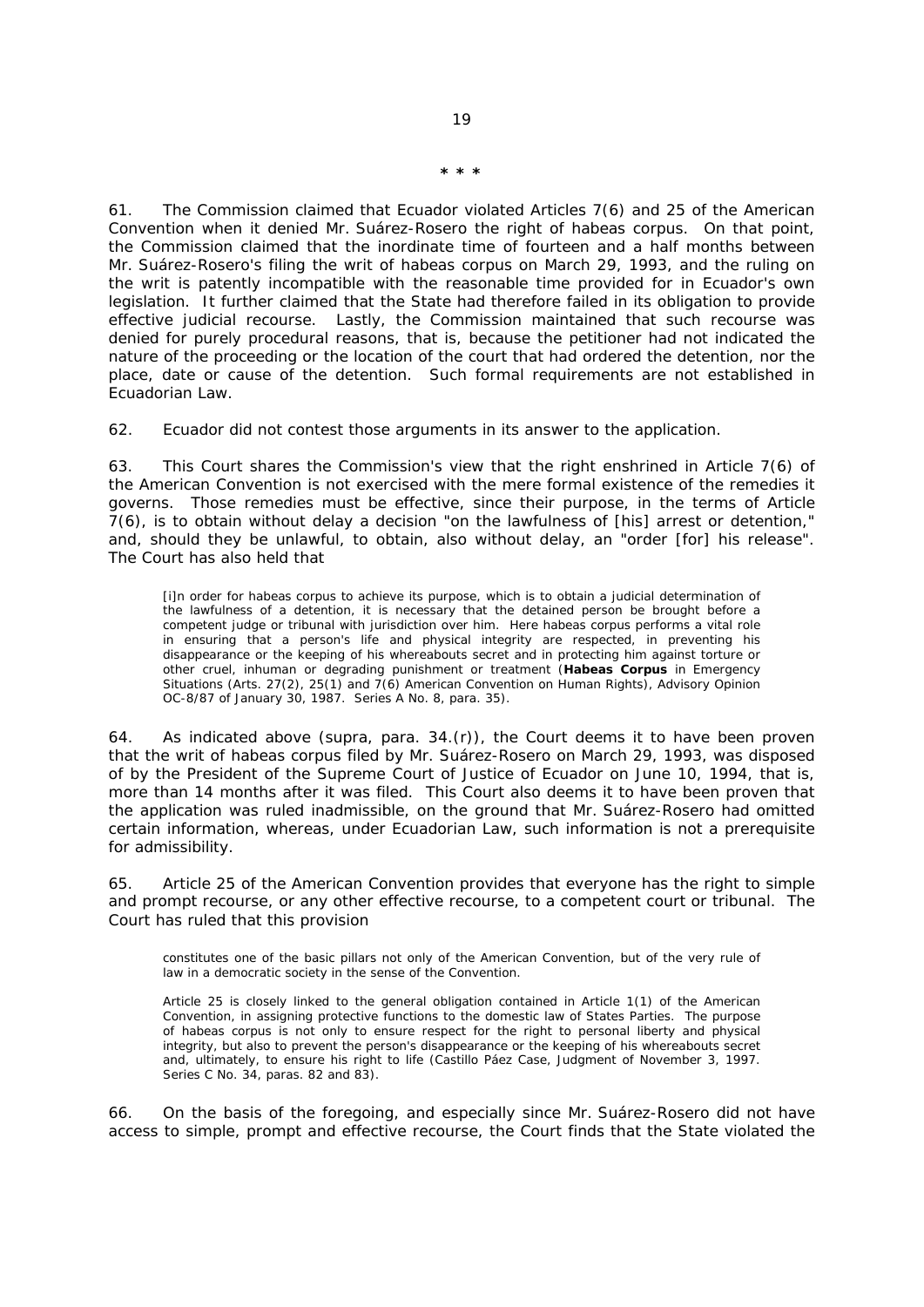\* \* \*

61. The Commission claimed that Ecuador violated Articles 7(6) and 25 of the American Convention when it denied Mr. Suárez-Rosero the right of habeas corpus. On that point, the Commission claimed that the inordinate time of fourteen and a half months between Mr. Suárez-Rosero's filing the writ of habeas corpus on March 29, 1993, and the ruling on the writ is patently incompatible with the reasonable time provided for in Ecuador's own legislation. It further claimed that the State had therefore failed in its obligation to provide effective judicial recourse. Lastly, the Commission maintained that such recourse was denied for purely procedural reasons, that is, because the petitioner had not indicated the nature of the proceeding or the location of the court that had ordered the detention, nor the place, date or cause of the detention. Such formal requirements are not established in Ecuadorian Law.

62. Ecuador did not contest those arguments in its answer to the application.

63. This Court shares the Commission's view that the right enshrined in Article 7(6) of the American Convention is not exercised with the mere formal existence of the remedies it governs. Those remedies must be effective, since their purpose, in the terms of Article 7(6), is to obtain without delay a decision "on the lawfulness of [his] arrest or detention," and, should they be unlawful, to obtain, also without delay, an "order [for] his release". The Court has also held that

> [i]n order for habeas corpus to achieve its purpose, which is to obtain a judicial determination of the lawfulness of a detention, it is necessary that the detained person be brought before a competent judge or tribunal with jurisdiction over him. Here habeas corpus performs a vital role in ensuring that a person's life and physical integrity are respected, in preventing his disappearance or the keeping of his whereabouts secret and in protecting him against torture or other cruel, inhuman or degrading punishment or treatment (**Habeas Corpus** in Emergency Situations (Arts. 27(2), 25(1) and 7(6) American Convention on Human Rights), Advisory Opinion OC-8/87 of January 30, 1987. Series A No. 8, para. 35).

64. As indicated above (supra, para. 34.(r)), the Court deems it to have been proven that the writ of habeas corpus filed by Mr. Suárez-Rosero on March 29, 1993, was disposed of by the President of the Supreme Court of Justice of Ecuador on June 10, 1994, that is, more than 14 months after it was filed. This Court also deems it to have been proven that the application was ruled inadmissible, on the ground that Mr. Suárez-Rosero had omitted certain information, whereas, under Ecuadorian Law, such information is not a prerequisite for admissibility.

65. Article 25 of the American Convention provides that everyone has the right to simple and prompt recourse, or any other effective recourse, to a competent court or tribunal. The Court has ruled that this provision

> constitutes one of the basic pillars not only of the American Convention, but of the very rule of law in a democratic society in the sense of the Convention.
>
> Article 25 is closely linked to the general obligation contained in Article 1(1) of the American Convention, in assigning protective functions to the domestic law of States Parties. The purpose of habeas corpus is not only to ensure respect for the right to personal liberty and physical integrity, but also to prevent the person's disappearance or the keeping of his whereabouts secret and, ultimately, to ensure his right to life (Castillo Páez Case, Judgment of November 3, 1997. Series C No. 34, paras. 82 and 83).

66. On the basis of the foregoing, and especially since Mr. Suárez-Rosero did not have access to simple, prompt and effective recourse, the Court finds that the State violated the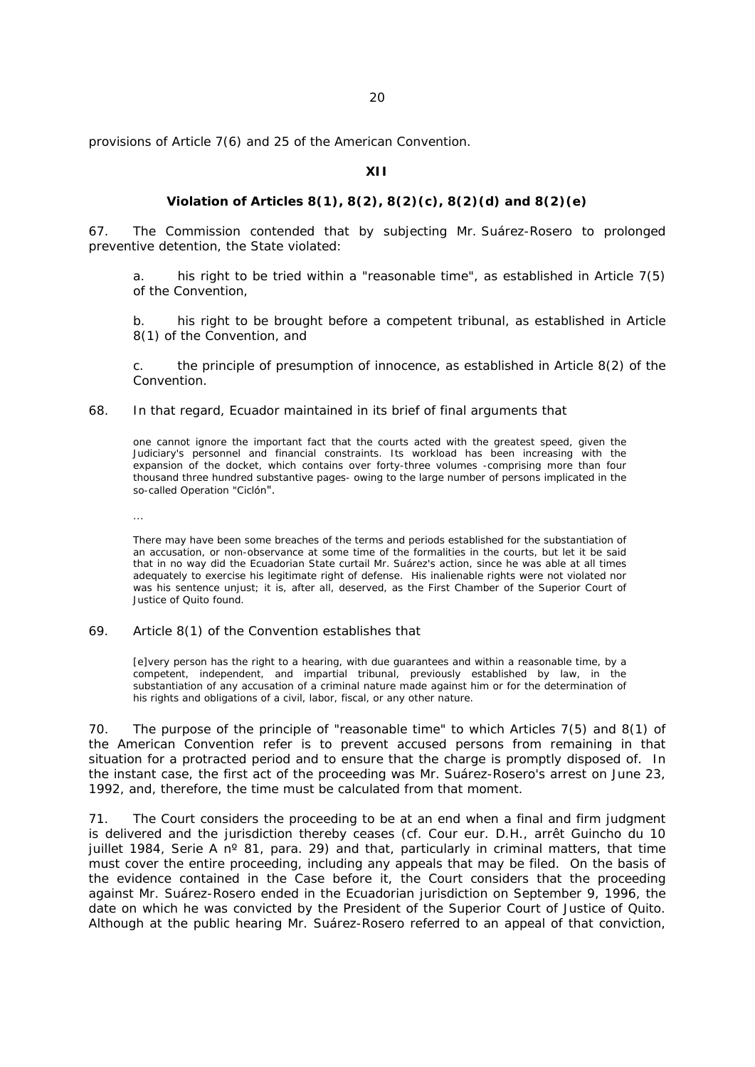provisions of Article 7(6) and 25 of the American Convention.

## XII

### Violation of Articles 8(1), 8(2), 8(2)(c), 8(2)(d) and 8(2)(e)

67. The Commission contended that by subjecting Mr. Suárez-Rosero to prolonged preventive detention, the State violated:

> a. his right to be tried within a "reasonable time", as established in Article 7(5) of the Convention,
>
> b. his right to be brought before a competent tribunal, as established in Article 8(1) of the Convention, and
>
> c. the principle of presumption of innocence, as established in Article 8(2) of the Convention.

68. In that regard, Ecuador maintained in its brief of final arguments that

> one cannot ignore the important fact that the courts acted with the greatest speed, given the Judiciary's personnel and financial constraints. Its workload has been increasing with the expansion of the docket, which contains over forty-three volumes -comprising more than four thousand three hundred substantive pages- owing to the large number of persons implicated in the so-called Operation "Ciclón".
>
> ...
>
> There may have been some breaches of the terms and periods established for the substantiation of an accusation, or non-observance at some time of the formalities in the courts, but let it be said that in no way did the Ecuadorian State curtail Mr. Suárez's action, since he was able at all times adequately to exercise his legitimate right of defense. His inalienable rights were not violated nor was his sentence unjust; it is, after all, deserved, as the First Chamber of the Superior Court of Justice of Quito found.

69. Article 8(1) of the Convention establishes that

> [e]very person has the right to a hearing, with due guarantees and within a reasonable time, by a competent, independent, and impartial tribunal, previously established by law, in the substantiation of any accusation of a criminal nature made against him or for the determination of his rights and obligations of a civil, labor, fiscal, or any other nature.

70. The purpose of the principle of "reasonable time" to which Articles 7(5) and 8(1) of the American Convention refer is to prevent accused persons from remaining in that situation for a protracted period and to ensure that the charge is promptly disposed of. In the instant case, the first act of the proceeding was Mr. Suárez-Rosero's arrest on June 23, 1992, and, therefore, the time must be calculated from that moment.

71. The Court considers the proceeding to be at an end when a final and firm judgment is delivered and the jurisdiction thereby ceases (cf. Cour eur. D.H., arrêt Guincho du 10 juillet 1984, Serie A nº 81, para. 29) and that, particularly in criminal matters, that time must cover the entire proceeding, including any appeals that may be filed. On the basis of the evidence contained in the Case before it, the Court considers that the proceeding against Mr. Suárez-Rosero ended in the Ecuadorian jurisdiction on September 9, 1996, the date on which he was convicted by the President of the Superior Court of Justice of Quito. Although at the public hearing Mr. Suárez-Rosero referred to an appeal of that conviction,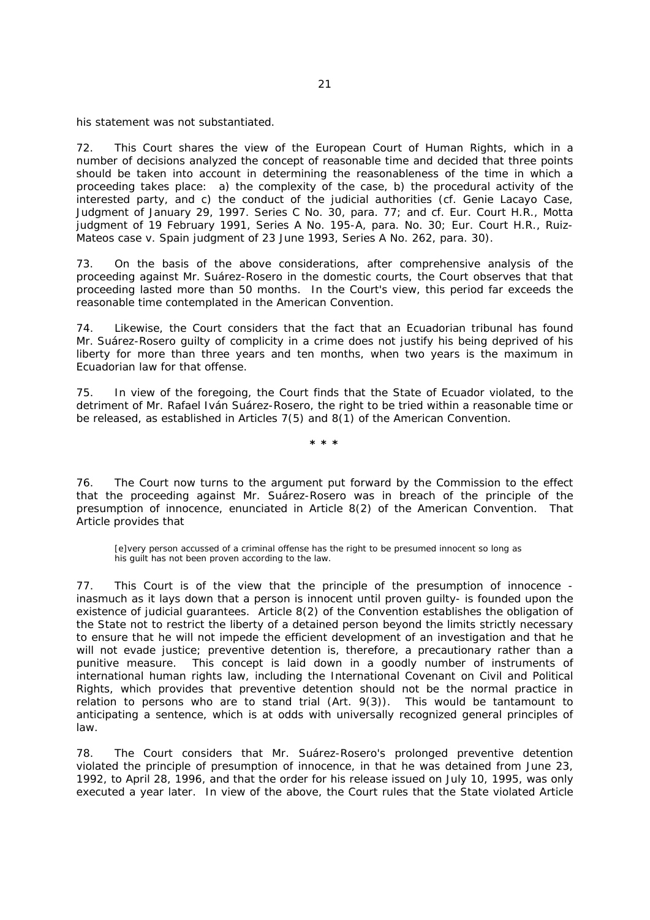his statement was not substantiated.

72. This Court shares the view of the European Court of Human Rights, which in a number of decisions analyzed the concept of reasonable time and decided that three points should be taken into account in determining the reasonableness of the time in which a proceeding takes place: a) the complexity of the case, b) the procedural activity of the interested party, and c) the conduct of the judicial authorities (cf. Genie Lacayo Case, Judgment of January 29, 1997. Series C No. 30, para. 77; and cf. Eur. Court H.R., Motta judgment of 19 February 1991, Series A No. 195-A, para. No. 30; Eur. Court H.R., Ruiz-Mateos case v. Spain judgment of 23 June 1993, Series A No. 262, para. 30).

73. On the basis of the above considerations, after comprehensive analysis of the proceeding against Mr. Suárez-Rosero in the domestic courts, the Court observes that that proceeding lasted more than 50 months. In the Court's view, this period far exceeds the reasonable time contemplated in the American Convention.

74. Likewise, the Court considers that the fact that an Ecuadorian tribunal has found Mr. Suárez-Rosero guilty of complicity in a crime does not justify his being deprived of his liberty for more than three years and ten months, when two years is the maximum in Ecuadorian law for that offense.

75. In view of the foregoing, the Court finds that the State of Ecuador violated, to the detriment of Mr. Rafael Iván Suárez-Rosero, the right to be tried within a reasonable time or be released, as established in Articles 7(5) and 8(1) of the American Convention.

\* \* \*

76. The Court now turns to the argument put forward by the Commission to the effect that the proceeding against Mr. Suárez-Rosero was in breach of the principle of the presumption of innocence, enunciated in Article 8(2) of the American Convention. That Article provides that

> [e]very person accussed of a criminal offense has the right to be presumed innocent so long as his guilt has not been proven according to the law.

77. This Court is of the view that the principle of the presumption of innocence - inasmuch as it lays down that a person is innocent until proven guilty- is founded upon the existence of judicial guarantees. Article 8(2) of the Convention establishes the obligation of the State not to restrict the liberty of a detained person beyond the limits strictly necessary to ensure that he will not impede the efficient development of an investigation and that he will not evade justice; preventive detention is, therefore, a precautionary rather than a punitive measure. This concept is laid down in a goodly number of instruments of international human rights law, including the International Covenant on Civil and Political Rights, which provides that preventive detention should not be the normal practice in relation to persons who are to stand trial (Art. 9(3)). This would be tantamount to anticipating a sentence, which is at odds with universally recognized general principles of law.

78. The Court considers that Mr. Suárez-Rosero's prolonged preventive detention violated the principle of presumption of innocence, in that he was detained from June 23, 1992, to April 28, 1996, and that the order for his release issued on July 10, 1995, was only executed a year later. In view of the above, the Court rules that the State violated Article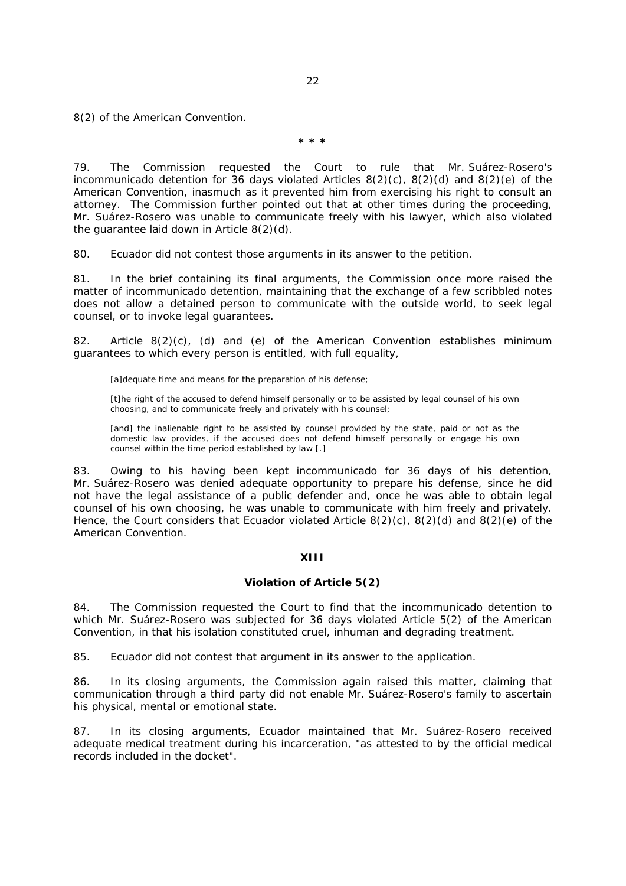8(2) of the American Convention.

\* \* \*

79. The Commission requested the Court to rule that Mr. Suárez-Rosero's incommunicado detention for 36 days violated Articles 8(2)(c), 8(2)(d) and 8(2)(e) of the American Convention, inasmuch as it prevented him from exercising his right to consult an attorney. The Commission further pointed out that at other times during the proceeding, Mr. Suárez-Rosero was unable to communicate freely with his lawyer, which also violated the guarantee laid down in Article 8(2)(d).

80. Ecuador did not contest those arguments in its answer to the petition.

81. In the brief containing its final arguments, the Commission once more raised the matter of incommunicado detention, maintaining that the exchange of a few scribbled notes does not allow a detained person to communicate with the outside world, to seek legal counsel, or to invoke legal guarantees.

82. Article 8(2)(c), (d) and (e) of the American Convention establishes minimum guarantees to which every person is entitled, with full equality,

> [a]dequate time and means for the preparation of his defense;
>
> [t]he right of the accused to defend himself personally or to be assisted by legal counsel of his own choosing, and to communicate freely and privately with his counsel;
>
> [and] the inalienable right to be assisted by counsel provided by the state, paid or not as the domestic law provides, if the accused does not defend himself personally or engage his own counsel within the time period established by law [.]

83. Owing to his having been kept incommunicado for 36 days of his detention, Mr. Suárez-Rosero was denied adequate opportunity to prepare his defense, since he did not have the legal assistance of a public defender and, once he was able to obtain legal counsel of his own choosing, he was unable to communicate with him freely and privately. Hence, the Court considers that Ecuador violated Article 8(2)(c), 8(2)(d) and 8(2)(e) of the American Convention.

## XIII

### Violation of Article 5(2)

84. The Commission requested the Court to find that the incommunicado detention to which Mr. Suárez-Rosero was subjected for 36 days violated Article 5(2) of the American Convention, in that his isolation constituted cruel, inhuman and degrading treatment.

85. Ecuador did not contest that argument in its answer to the application.

86. In its closing arguments, the Commission again raised this matter, claiming that communication through a third party did not enable Mr. Suárez-Rosero's family to ascertain his physical, mental or emotional state.

87. In its closing arguments, Ecuador maintained that Mr. Suárez-Rosero received adequate medical treatment during his incarceration, "as attested to by the official medical records included in the docket".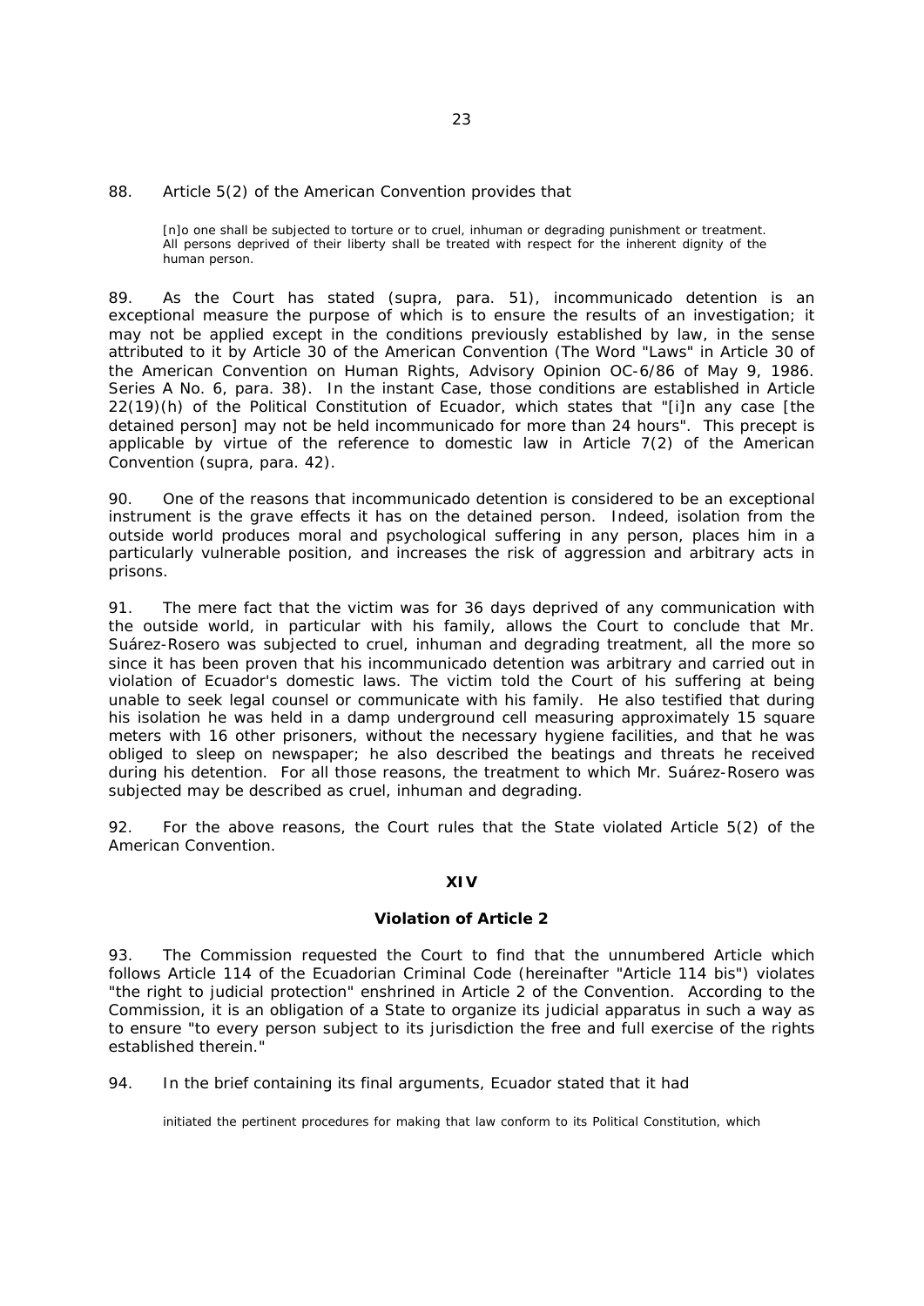88. Article 5(2) of the American Convention provides that

> [n]o one shall be subjected to torture or to cruel, inhuman or degrading punishment or treatment. All persons deprived of their liberty shall be treated with respect for the inherent dignity of the human person.

89. As the Court has stated (*supra*, para. 51), incommunicado detention is an exceptional measure the purpose of which is to ensure the results of an investigation; it may not be applied except in the conditions previously established by law, in the sense attributed to it by Article 30 of the American Convention (*The Word "Laws" in Article 30 of the American Convention on Human Rights*, Advisory Opinion OC-6/86 of May 9, 1986. Series A No. 6, para. 38). In the instant Case, those conditions are established in Article 22(19)(h) of the Political Constitution of Ecuador, which states that "[i]n any case [the detained person] may not be held incommunicado for more than 24 hours". This precept is applicable by virtue of the reference to domestic law in Article 7(2) of the American Convention (*supra*, para. 42).

90. One of the reasons that incommunicado detention is considered to be an exceptional instrument is the grave effects it has on the detained person. Indeed, isolation from the outside world produces moral and psychological suffering in any person, places him in a particularly vulnerable position, and increases the risk of aggression and arbitrary acts in prisons.

91. The mere fact that the victim was for 36 days deprived of any communication with the outside world, in particular with his family, allows the Court to conclude that Mr. Suárez-Rosero was subjected to cruel, inhuman and degrading treatment, all the more so since it has been proven that his incommunicado detention was arbitrary and carried out in violation of Ecuador's domestic laws. The victim told the Court of his suffering at being unable to seek legal counsel or communicate with his family. He also testified that during his isolation he was held in a damp underground cell measuring approximately 15 square meters with 16 other prisoners, without the necessary hygiene facilities, and that he was obliged to sleep on newspaper; he also described the beatings and threats he received during his detention. For all those reasons, the treatment to which Mr. Suárez-Rosero was subjected may be described as cruel, inhuman and degrading.

92. For the above reasons, the Court rules that the State violated Article 5(2) of the American Convention.

## XIV

### Violation of Article 2

93. The Commission requested the Court to find that the unnumbered Article which follows Article 114 of the Ecuadorian Criminal Code (hereinafter "Article 114 bis") violates "the right to judicial protection" enshrined in Article 2 of the Convention. According to the Commission, it is an obligation of a State to organize its judicial apparatus in such a way as to ensure "to every person subject to its jurisdiction the free and full exercise of the rights established therein."

94. In the brief containing its final arguments, Ecuador stated that it had

> initiated the pertinent procedures for making that law conform to its Political Constitution, which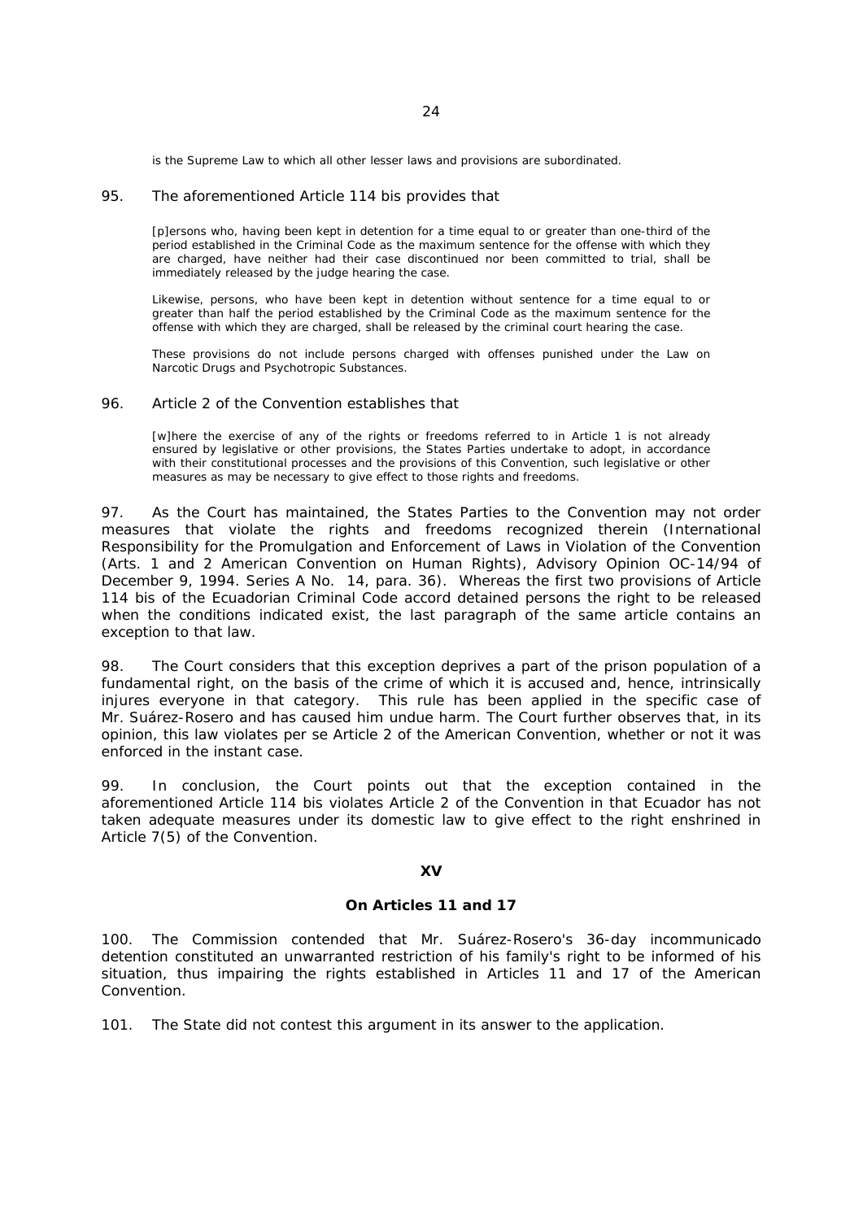is the Supreme Law to which all other lesser laws and provisions are subordinated.

95. The aforementioned Article 114 bis provides that

> [p]ersons who, having been kept in detention for a time equal to or greater than one-third of the period established in the Criminal Code as the maximum sentence for the offense with which they are charged, have neither had their case discontinued nor been committed to trial, shall be immediately released by the judge hearing the case.
>
> Likewise, persons, who have been kept in detention without sentence for a time equal to or greater than half the period established by the Criminal Code as the maximum sentence for the offense with which they are charged, shall be released by the criminal court hearing the case.
>
> These provisions do not include persons charged with offenses punished under the Law on Narcotic Drugs and Psychotropic Substances.

96. Article 2 of the Convention establishes that

> [w]here the exercise of any of the rights or freedoms referred to in Article 1 is not already ensured by legislative or other provisions, the States Parties undertake to adopt, in accordance with their constitutional processes and the provisions of this Convention, such legislative or other measures as may be necessary to give effect to those rights and freedoms.

97. As the Court has maintained, the States Parties to the Convention may not order measures that violate the rights and freedoms recognized therein (International Responsibility for the Promulgation and Enforcement of Laws in Violation of the Convention (Arts. 1 and 2 American Convention on Human Rights), Advisory Opinion OC-14/94 of December 9, 1994. Series A No. 14, para. 36). Whereas the first two provisions of Article 114 bis of the Ecuadorian Criminal Code accord detained persons the right to be released when the conditions indicated exist, the last paragraph of the same article contains an exception to that law.

98. The Court considers that this exception deprives a part of the prison population of a fundamental right, on the basis of the crime of which it is accused and, hence, intrinsically injures everyone in that category. This rule has been applied in the specific case of Mr. Suárez-Rosero and has caused him undue harm. The Court further observes that, in its opinion, this law violates per se Article 2 of the American Convention, whether or not it was enforced in the instant case.

99. In conclusion, the Court points out that the exception contained in the aforementioned Article 114 bis violates Article 2 of the Convention in that Ecuador has not taken adequate measures under its domestic law to give effect to the right enshrined in Article 7(5) of the Convention.

## XV

## On Articles 11 and 17

100. The Commission contended that Mr. Suárez-Rosero's 36-day incommunicado detention constituted an unwarranted restriction of his family's right to be informed of his situation, thus impairing the rights established in Articles 11 and 17 of the American Convention.

101. The State did not contest this argument in its answer to the application.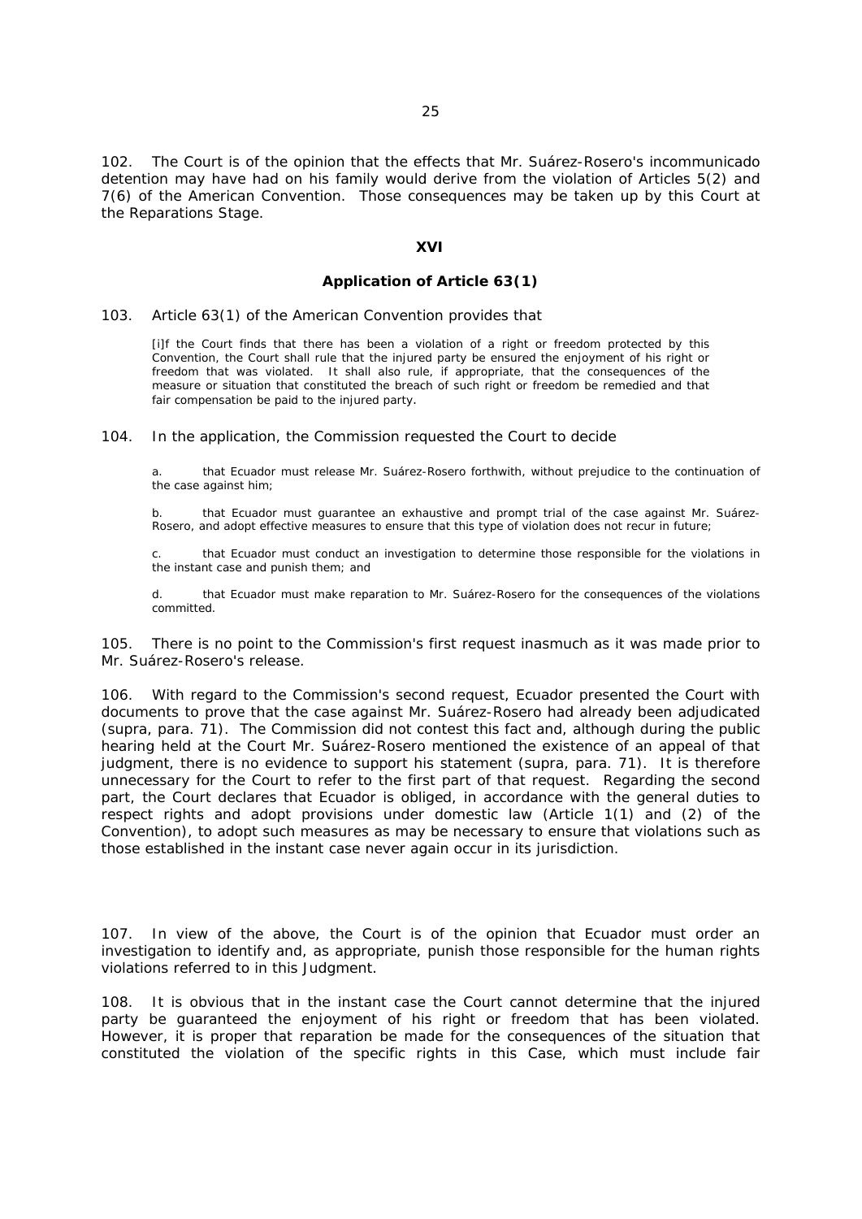102. The Court is of the opinion that the effects that Mr. Suárez-Rosero's incommunicado detention may have had on his family would derive from the violation of Articles 5(2) and 7(6) of the American Convention. Those consequences may be taken up by this Court at the Reparations Stage.

## XVI

### Application of Article 63(1)

103. Article 63(1) of the American Convention provides that

> [i]f the Court finds that there has been a violation of a right or freedom protected by this Convention, the Court shall rule that the injured party be ensured the enjoyment of his right or freedom that was violated. It shall also rule, if appropriate, that the consequences of the measure or situation that constituted the breach of such right or freedom be remedied and that fair compensation be paid to the injured party.

104. In the application, the Commission requested the Court to decide

> a. that Ecuador must release Mr. Suárez-Rosero forthwith, without prejudice to the continuation of the case against him;
>
> b. that Ecuador must guarantee an exhaustive and prompt trial of the case against Mr. Suárez-Rosero, and adopt effective measures to ensure that this type of violation does not recur in future;
>
> c. that Ecuador must conduct an investigation to determine those responsible for the violations in the instant case and punish them; and
>
> d. that Ecuador must make reparation to Mr. Suárez-Rosero for the consequences of the violations committed.

105. There is no point to the Commission's first request inasmuch as it was made prior to Mr. Suárez-Rosero's release.

106. With regard to the Commission's second request, Ecuador presented the Court with documents to prove that the case against Mr. Suárez-Rosero had already been adjudicated (supra, para. 71). The Commission did not contest this fact and, although during the public hearing held at the Court Mr. Suárez-Rosero mentioned the existence of an appeal of that judgment, there is no evidence to support his statement (supra, para. 71). It is therefore unnecessary for the Court to refer to the first part of that request. Regarding the second part, the Court declares that Ecuador is obliged, in accordance with the general duties to respect rights and adopt provisions under domestic law (Article 1(1) and (2) of the Convention), to adopt such measures as may be necessary to ensure that violations such as those established in the instant case never again occur in its jurisdiction.

107. In view of the above, the Court is of the opinion that Ecuador must order an investigation to identify and, as appropriate, punish those responsible for the human rights violations referred to in this Judgment.

108. It is obvious that in the instant case the Court cannot determine that the injured party be guaranteed the enjoyment of his right or freedom that has been violated. However, it is proper that reparation be made for the consequences of the situation that constituted the violation of the specific rights in this Case, which must include fair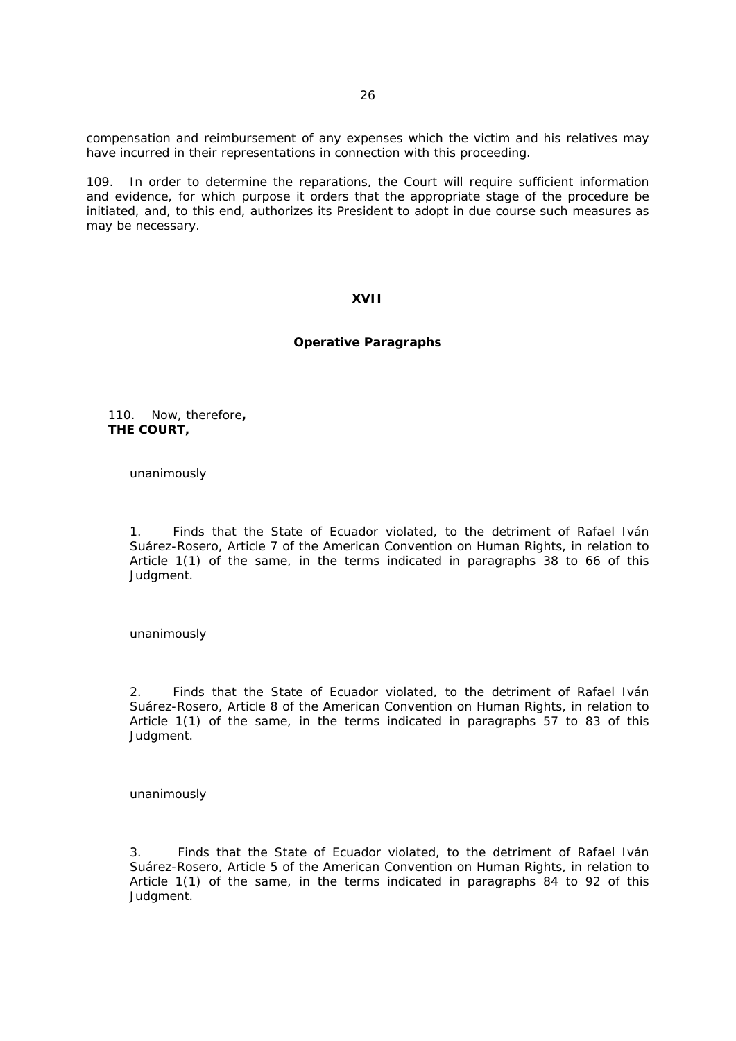compensation and reimbursement of any expenses which the victim and his relatives may have incurred in their representations in connection with this proceeding.

109. In order to determine the reparations, the Court will require sufficient information and evidence, for which purpose it orders that the appropriate stage of the procedure be initiated, and, to this end, authorizes its President to adopt in due course such measures as may be necessary.

## XVII

## Operative Paragraphs

110. Now, therefore**,**
**THE COURT,**

unanimously

1. Finds that the State of Ecuador violated, to the detriment of Rafael Iván Suárez-Rosero, Article 7 of the American Convention on Human Rights, in relation to Article 1(1) of the same, in the terms indicated in paragraphs 38 to 66 of this Judgment.

unanimously

2. Finds that the State of Ecuador violated, to the detriment of Rafael Iván Suárez-Rosero, Article 8 of the American Convention on Human Rights, in relation to Article 1(1) of the same, in the terms indicated in paragraphs 57 to 83 of this Judgment.

unanimously

3. Finds that the State of Ecuador violated, to the detriment of Rafael Iván Suárez-Rosero, Article 5 of the American Convention on Human Rights, in relation to Article 1(1) of the same, in the terms indicated in paragraphs 84 to 92 of this Judgment.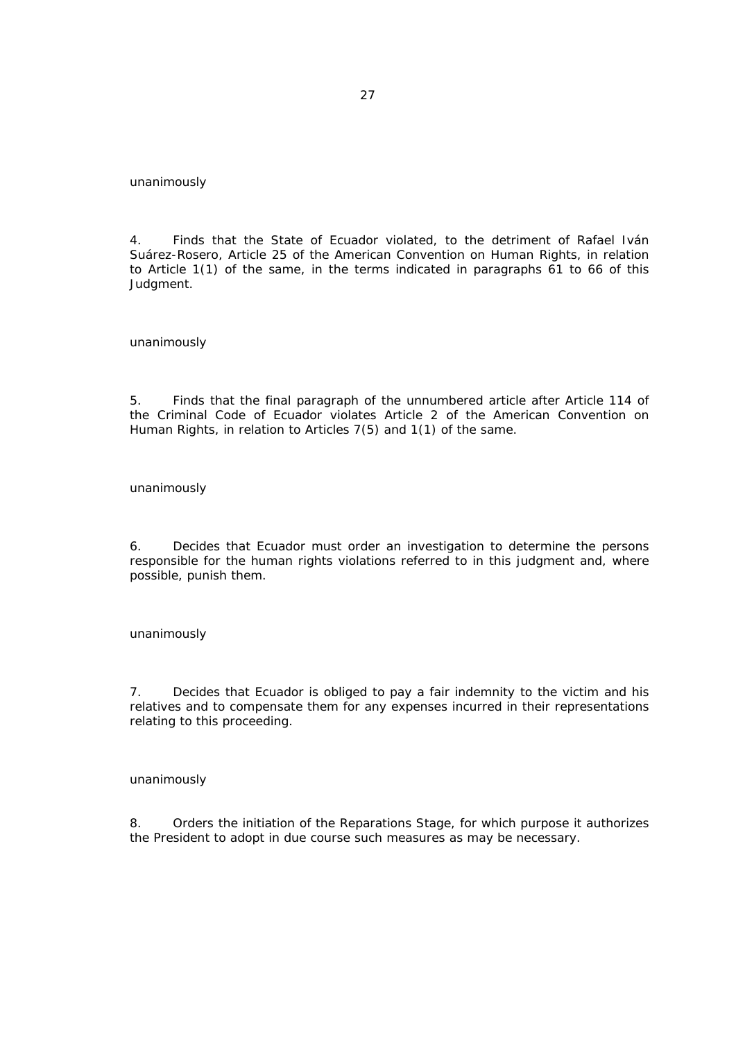unanimously

4. Finds that the State of Ecuador violated, to the detriment of Rafael Iván Suárez-Rosero, Article 25 of the American Convention on Human Rights, in relation to Article 1(1) of the same, in the terms indicated in paragraphs 61 to 66 of this Judgment.

unanimously

5. Finds that the final paragraph of the unnumbered article after Article 114 of the Criminal Code of Ecuador violates Article 2 of the American Convention on Human Rights, in relation to Articles 7(5) and 1(1) of the same.

unanimously

6. Decides that Ecuador must order an investigation to determine the persons responsible for the human rights violations referred to in this judgment and, where possible, punish them.

unanimously

7. Decides that Ecuador is obliged to pay a fair indemnity to the victim and his relatives and to compensate them for any expenses incurred in their representations relating to this proceeding.

unanimously

8. Orders the initiation of the Reparations Stage, for which purpose it authorizes the President to adopt in due course such measures as may be necessary.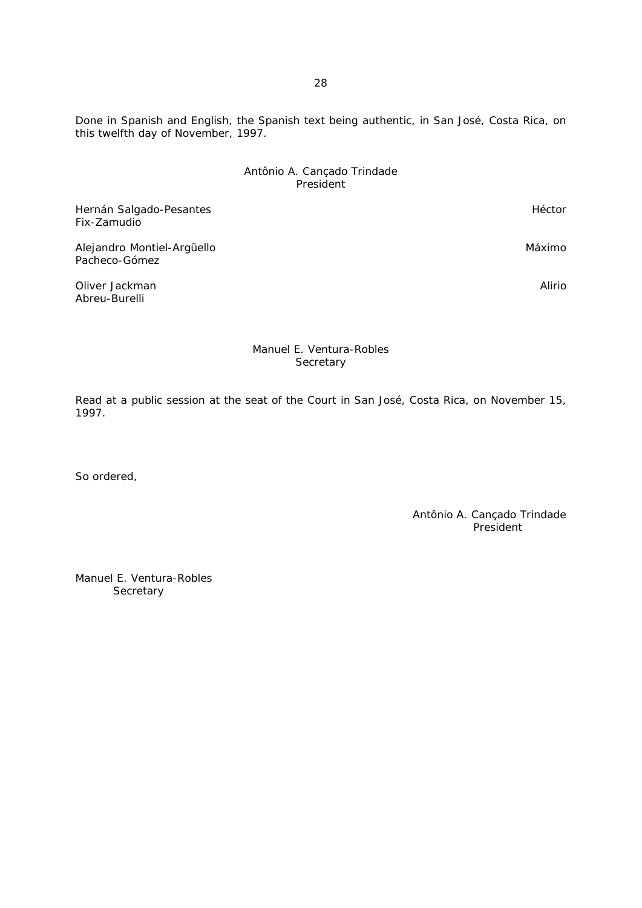Done in Spanish and English, the Spanish text being authentic, in San José, Costa Rica, on this twelfth day of November, 1997.

Antônio A. Cançado Trindade
President

Hernán Salgado-Pesantes Héctor Fix-Zamudio

Alejandro Montiel-Argüello Máximo Pacheco-Gómez

Oliver Jackman Alirio Abreu-Burelli

Manuel E. Ventura-Robles
Secretary

Read at a public session at the seat of the Court in San José, Costa Rica, on November 15, 1997.

So ordered,

Antônio A. Cançado Trindade
President

Manuel E. Ventura-Robles
Secretary